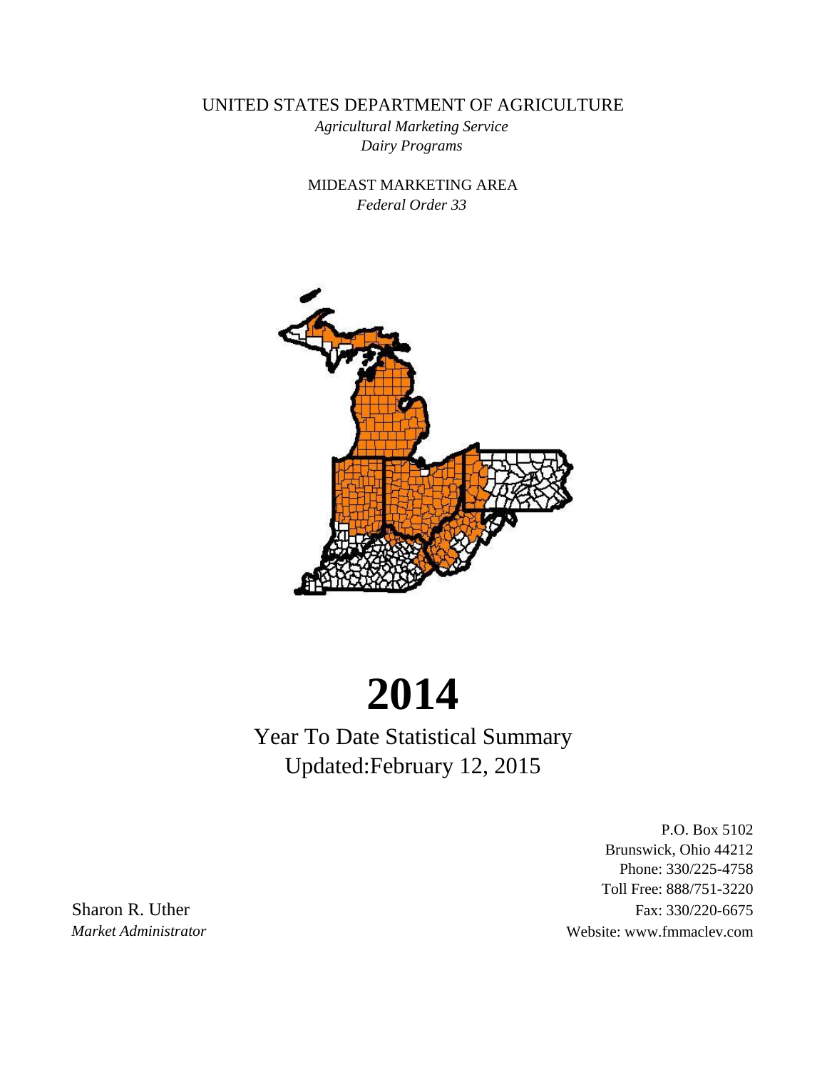UNITED STATES DEPARTMENT OF AGRICULTURE

*Agricultural Marketing Service*

*Dairy Programs*

MIDEAST MARKETING AREA

*Federal Order 33*

# 2014

## Year To Date Statistical Summary

Updated:February 12, 2015

P.O. Box 5102
Brunswick, Ohio 44212
Phone: 330/225-4758
Toll Free: 888/751-3220
Fax: 330/220-6675
Website: www.fmmaclev.com

Sharon R. Uther
*Market Administrator*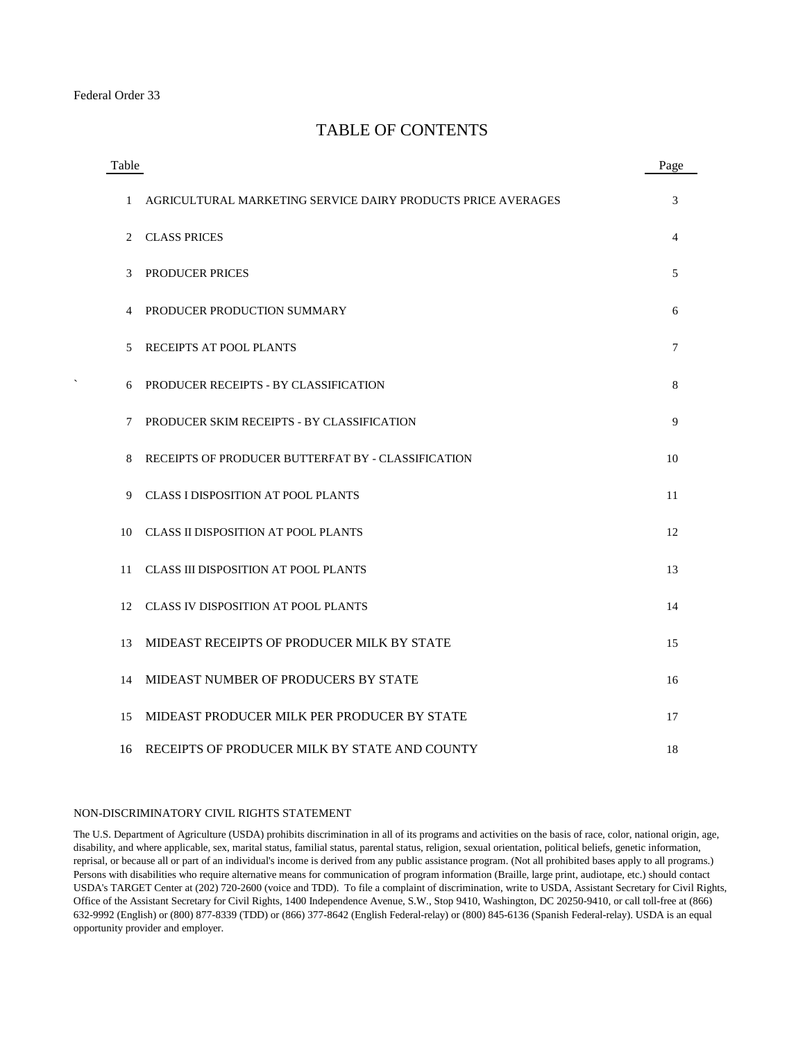Federal Order 33

# TABLE OF CONTENTS

| Table | | Page |
|---|---|---|
| 1 | AGRICULTURAL MARKETING SERVICE DAIRY PRODUCTS PRICE AVERAGES | 3 |
| 2 | CLASS PRICES | 4 |
| 3 | PRODUCER PRICES | 5 |
| 4 | PRODUCER PRODUCTION SUMMARY | 6 |
| 5 | RECEIPTS AT POOL PLANTS | 7 |
| 6 | PRODUCER RECEIPTS - BY CLASSIFICATION | 8 |
| 7 | PRODUCER SKIM RECEIPTS - BY CLASSIFICATION | 9 |
| 8 | RECEIPTS OF PRODUCER BUTTERFAT BY - CLASSIFICATION | 10 |
| 9 | CLASS I DISPOSITION AT POOL PLANTS | 11 |
| 10 | CLASS II DISPOSITION AT POOL PLANTS | 12 |
| 11 | CLASS III DISPOSITION AT POOL PLANTS | 13 |
| 12 | CLASS IV DISPOSITION AT POOL PLANTS | 14 |
| 13 | MIDEAST RECEIPTS OF PRODUCER MILK BY STATE | 15 |
| 14 | MIDEAST NUMBER OF PRODUCERS BY STATE | 16 |
| 15 | MIDEAST PRODUCER MILK PER PRODUCER BY STATE | 17 |
| 16 | RECEIPTS OF PRODUCER MILK BY STATE AND COUNTY | 18 |

NON-DISCRIMINATORY CIVIL RIGHTS STATEMENT

The U.S. Department of Agriculture (USDA) prohibits discrimination in all of its programs and activities on the basis of race, color, national origin, age, disability, and where applicable, sex, marital status, familial status, parental status, religion, sexual orientation, political beliefs, genetic information, reprisal, or because all or part of an individual's income is derived from any public assistance program. (Not all prohibited bases apply to all programs.) Persons with disabilities who require alternative means for communication of program information (Braille, large print, audiotape, etc.) should contact USDA's TARGET Center at (202) 720-2600 (voice and TDD). To file a complaint of discrimination, write to USDA, Assistant Secretary for Civil Rights, Office of the Assistant Secretary for Civil Rights, 1400 Independence Avenue, S.W., Stop 9410, Washington, DC 20250-9410, or call toll-free at (866) 632-9992 (English) or (800) 877-8339 (TDD) or (866) 377-8642 (English Federal-relay) or (800) 845-6136 (Spanish Federal-relay). USDA is an equal opportunity provider and employer.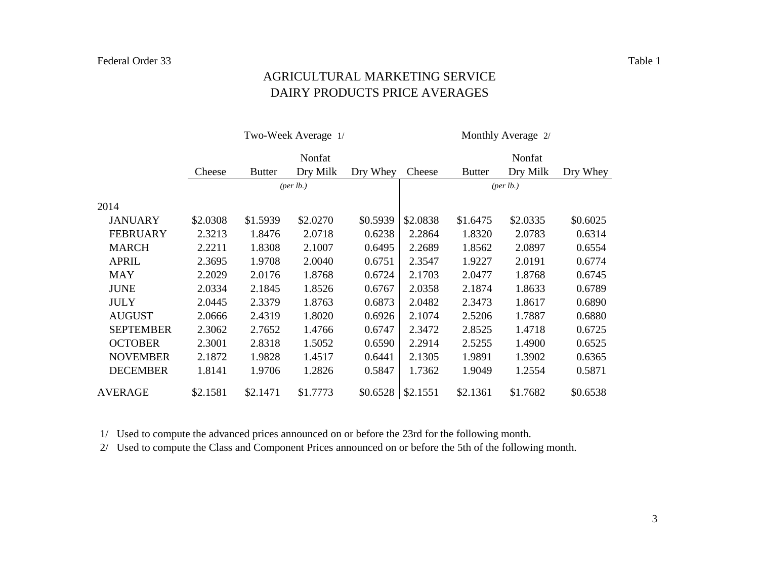Federal Order 33 | Table 1

# AGRICULTURAL MARKETING SERVICE
# DAIRY PRODUCTS PRICE AVERAGES

| | Two-Week Average 1/ | | | | Monthly Average 2/ | | | |
|---|---|---|---|---|---|---|---|---|
| | Cheese | Butter | Nonfat Dry Milk | Dry Whey | Cheese | Butter | Nonfat Dry Milk | Dry Whey |
| | *(per lb.)* | | | | *(per lb.)* | | | |
| 2014 | | | | | | | | |
| JANUARY | $2.0308 | $1.5939 | $2.0270 | $0.5939 | $2.0838 | $1.6475 | $2.0335 | $0.6025 |
| FEBRUARY | 2.3213 | 1.8476 | 2.0718 | 0.6238 | 2.2864 | 1.8320 | 2.0783 | 0.6314 |
| MARCH | 2.2211 | 1.8308 | 2.1007 | 0.6495 | 2.2689 | 1.8562 | 2.0897 | 0.6554 |
| APRIL | 2.3695 | 1.9708 | 2.0040 | 0.6751 | 2.3547 | 1.9227 | 2.0191 | 0.6774 |
| MAY | 2.2029 | 2.0176 | 1.8768 | 0.6724 | 2.1703 | 2.0477 | 1.8768 | 0.6745 |
| JUNE | 2.0334 | 2.1845 | 1.8526 | 0.6767 | 2.0358 | 2.1874 | 1.8633 | 0.6789 |
| JULY | 2.0445 | 2.3379 | 1.8763 | 0.6873 | 2.0482 | 2.3473 | 1.8617 | 0.6890 |
| AUGUST | 2.0666 | 2.4319 | 1.8020 | 0.6926 | 2.1074 | 2.5206 | 1.7887 | 0.6880 |
| SEPTEMBER | 2.3062 | 2.7652 | 1.4766 | 0.6747 | 2.3472 | 2.8525 | 1.4718 | 0.6725 |
| OCTOBER | 2.3001 | 2.8318 | 1.5052 | 0.6590 | 2.2914 | 2.5255 | 1.4900 | 0.6525 |
| NOVEMBER | 2.1872 | 1.9828 | 1.4517 | 0.6441 | 2.1305 | 1.9891 | 1.3902 | 0.6365 |
| DECEMBER | 1.8141 | 1.9706 | 1.2826 | 0.5847 | 1.7362 | 1.9049 | 1.2554 | 0.5871 |
| AVERAGE | $2.1581 | $2.1471 | $1.7773 | $0.6528 | $2.1551 | $2.1361 | $1.7682 | $0.6538 |

1/ Used to compute the advanced prices announced on or before the 23rd for the following month.

2/ Used to compute the Class and Component Prices announced on or before the 5th of the following month.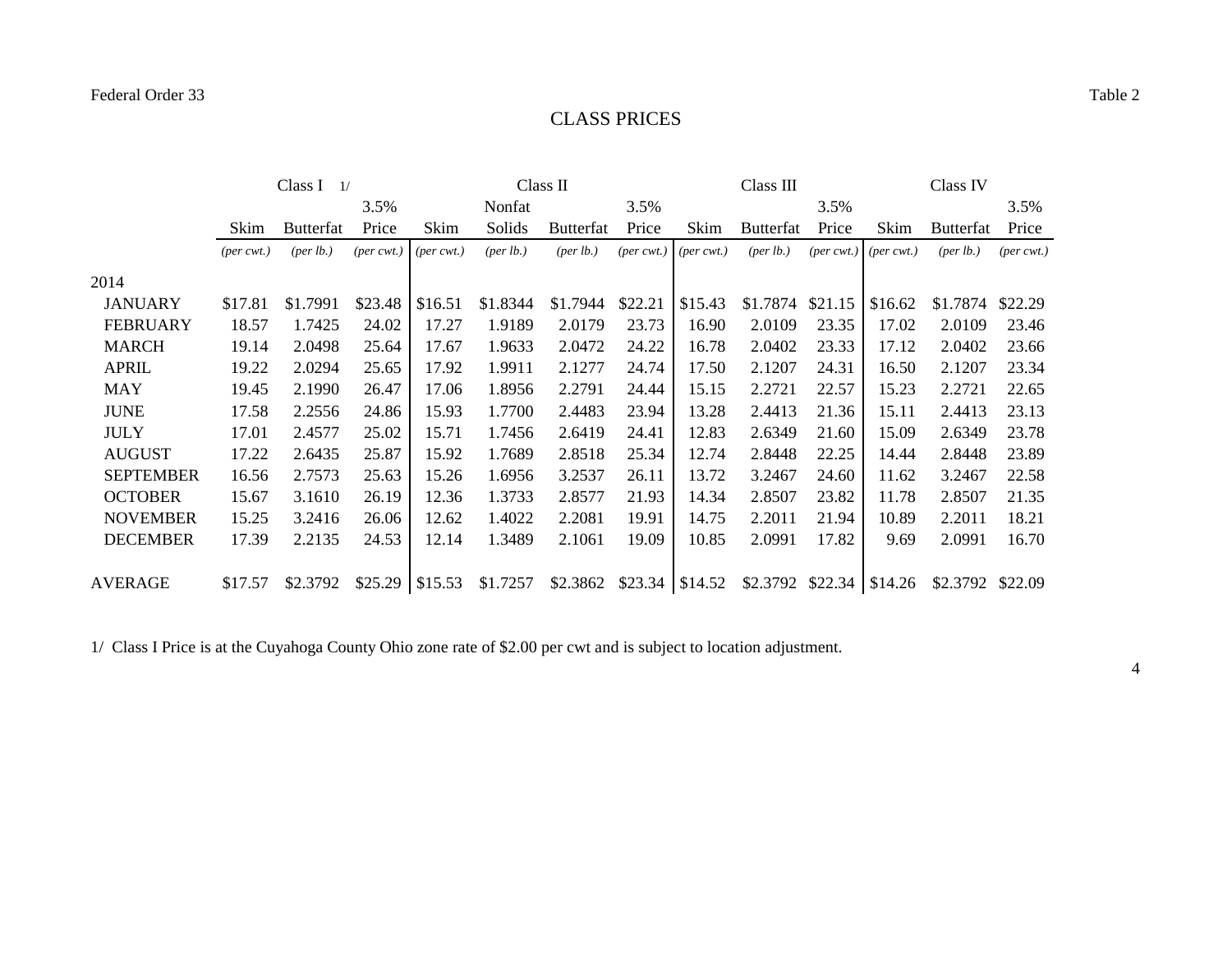Federal Order 33 — Table 2

# CLASS PRICES

| | Class I 1/ | | | Class II | | | | Class III | | | Class IV | | |
|---|---|---|---|---|---|---|---|---|---|---|---|---|---|
| | Skim | Butterfat | 3.5% Price | Skim | Nonfat Solids | Butterfat | 3.5% Price | Skim | Butterfat | 3.5% Price | Skim | Butterfat | 3.5% Price |
| | *(per cwt.)* | *(per lb.)* | *(per cwt.)* | *(per cwt.)* | *(per lb.)* | *(per lb.)* | *(per cwt.)* | *(per cwt.)* | *(per lb.)* | *(per cwt.)* | *(per cwt.)* | *(per lb.)* | *(per cwt.)* |
| 2014 | | | | | | | | | | | | | |
| JANUARY | $17.81 | $1.7991 | $23.48 | $16.51 | $1.8344 | $1.7944 | $22.21 | $15.43 | $1.7874 | $21.15 | $16.62 | $1.7874 | $22.29 |
| FEBRUARY | 18.57 | 1.7425 | 24.02 | 17.27 | 1.9189 | 2.0179 | 23.73 | 16.90 | 2.0109 | 23.35 | 17.02 | 2.0109 | 23.46 |
| MARCH | 19.14 | 2.0498 | 25.64 | 17.67 | 1.9633 | 2.0472 | 24.22 | 16.78 | 2.0402 | 23.33 | 17.12 | 2.0402 | 23.66 |
| APRIL | 19.22 | 2.0294 | 25.65 | 17.92 | 1.9911 | 2.1277 | 24.74 | 17.50 | 2.1207 | 24.31 | 16.50 | 2.1207 | 23.34 |
| MAY | 19.45 | 2.1990 | 26.47 | 17.06 | 1.8956 | 2.2791 | 24.44 | 15.15 | 2.2721 | 22.57 | 15.23 | 2.2721 | 22.65 |
| JUNE | 17.58 | 2.2556 | 24.86 | 15.93 | 1.7700 | 2.4483 | 23.94 | 13.28 | 2.4413 | 21.36 | 15.11 | 2.4413 | 23.13 |
| JULY | 17.01 | 2.4577 | 25.02 | 15.71 | 1.7456 | 2.6419 | 24.41 | 12.83 | 2.6349 | 21.60 | 15.09 | 2.6349 | 23.78 |
| AUGUST | 17.22 | 2.6435 | 25.87 | 15.92 | 1.7689 | 2.8518 | 25.34 | 12.74 | 2.8448 | 22.25 | 14.44 | 2.8448 | 23.89 |
| SEPTEMBER | 16.56 | 2.7573 | 25.63 | 15.26 | 1.6956 | 3.2537 | 26.11 | 13.72 | 3.2467 | 24.60 | 11.62 | 3.2467 | 22.58 |
| OCTOBER | 15.67 | 3.1610 | 26.19 | 12.36 | 1.3733 | 2.8577 | 21.93 | 14.34 | 2.8507 | 23.82 | 11.78 | 2.8507 | 21.35 |
| NOVEMBER | 15.25 | 3.2416 | 26.06 | 12.62 | 1.4022 | 2.2081 | 19.91 | 14.75 | 2.2011 | 21.94 | 10.89 | 2.2011 | 18.21 |
| DECEMBER | 17.39 | 2.2135 | 24.53 | 12.14 | 1.3489 | 2.1061 | 19.09 | 10.85 | 2.0991 | 17.82 | 9.69 | 2.0991 | 16.70 |
| AVERAGE | $17.57 | $2.3792 | $25.29 | $15.53 | $1.7257 | $2.3862 | $23.34 | $14.52 | $2.3792 | $22.34 | $14.26 | $2.3792 | $22.09 |

1/ Class I Price is at the Cuyahoga County Ohio zone rate of $2.00 per cwt and is subject to location adjustment.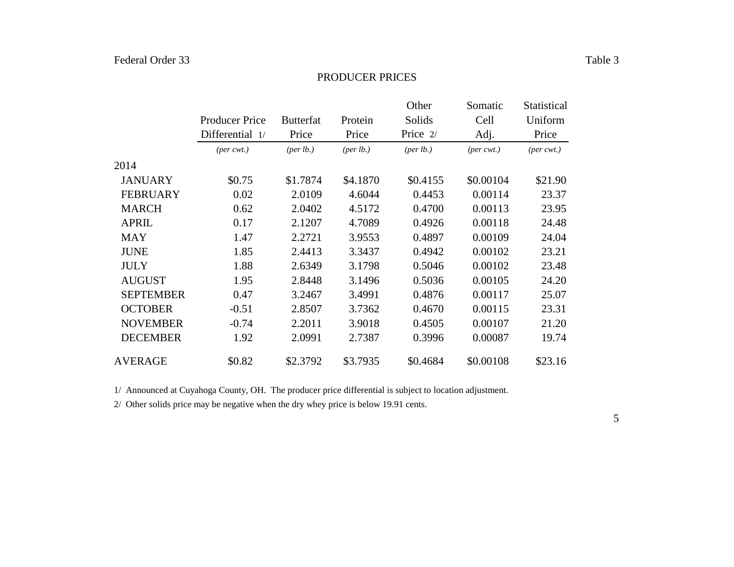Federal Order 33 | Table 3

# PRODUCER PRICES

| | Producer Price Differential 1/ | Butterfat Price | Protein Price | Other Solids Price 2/ | Somatic Cell Adj. | Statistical Uniform Price |
|---|---|---|---|---|---|---|
| | *(per cwt.)* | *(per lb.)* | *(per lb.)* | *(per lb.)* | *(per cwt.)* | *(per cwt.)* |
| 2014 | | | | | | |
| JANUARY | $0.75 | $1.7874 | $4.1870 | $0.4155 | $0.00104 | $21.90 |
| FEBRUARY | 0.02 | 2.0109 | 4.6044 | 0.4453 | 0.00114 | 23.37 |
| MARCH | 0.62 | 2.0402 | 4.5172 | 0.4700 | 0.00113 | 23.95 |
| APRIL | 0.17 | 2.1207 | 4.7089 | 0.4926 | 0.00118 | 24.48 |
| MAY | 1.47 | 2.2721 | 3.9553 | 0.4897 | 0.00109 | 24.04 |
| JUNE | 1.85 | 2.4413 | 3.3437 | 0.4942 | 0.00102 | 23.21 |
| JULY | 1.88 | 2.6349 | 3.1798 | 0.5046 | 0.00102 | 23.48 |
| AUGUST | 1.95 | 2.8448 | 3.1496 | 0.5036 | 0.00105 | 24.20 |
| SEPTEMBER | 0.47 | 3.2467 | 3.4991 | 0.4876 | 0.00117 | 25.07 |
| OCTOBER | -0.51 | 2.8507 | 3.7362 | 0.4670 | 0.00115 | 23.31 |
| NOVEMBER | -0.74 | 2.2011 | 3.9018 | 0.4505 | 0.00107 | 21.20 |
| DECEMBER | 1.92 | 2.0991 | 2.7387 | 0.3996 | 0.00087 | 19.74 |
| AVERAGE | $0.82 | $2.3792 | $3.7935 | $0.4684 | $0.00108 | $23.16 |

1/ Announced at Cuyahoga County, OH. The producer price differential is subject to location adjustment.

2/ Other solids price may be negative when the dry whey price is below 19.91 cents.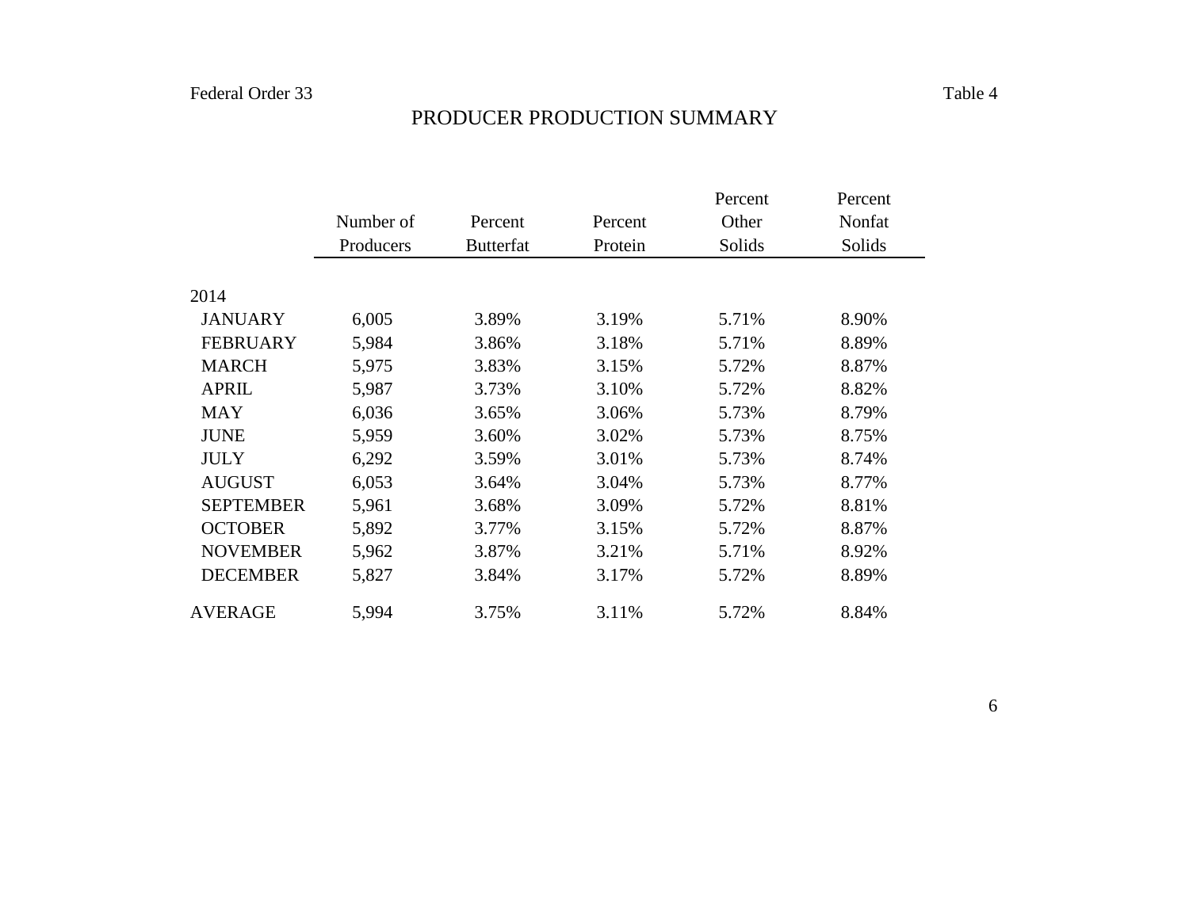Federal Order 33 | Table 4

# PRODUCER PRODUCTION SUMMARY

| | Number of Producers | Percent Butterfat | Percent Protein | Percent Other Solids | Percent Nonfat Solids |
|---|---|---|---|---|---|
| 2014 | | | | | |
| JANUARY | 6,005 | 3.89% | 3.19% | 5.71% | 8.90% |
| FEBRUARY | 5,984 | 3.86% | 3.18% | 5.71% | 8.89% |
| MARCH | 5,975 | 3.83% | 3.15% | 5.72% | 8.87% |
| APRIL | 5,987 | 3.73% | 3.10% | 5.72% | 8.82% |
| MAY | 6,036 | 3.65% | 3.06% | 5.73% | 8.79% |
| JUNE | 5,959 | 3.60% | 3.02% | 5.73% | 8.75% |
| JULY | 6,292 | 3.59% | 3.01% | 5.73% | 8.74% |
| AUGUST | 6,053 | 3.64% | 3.04% | 5.73% | 8.77% |
| SEPTEMBER | 5,961 | 3.68% | 3.09% | 5.72% | 8.81% |
| OCTOBER | 5,892 | 3.77% | 3.15% | 5.72% | 8.87% |
| NOVEMBER | 5,962 | 3.87% | 3.21% | 5.71% | 8.92% |
| DECEMBER | 5,827 | 3.84% | 3.17% | 5.72% | 8.89% |
| AVERAGE | 5,994 | 3.75% | 3.11% | 5.72% | 8.84% |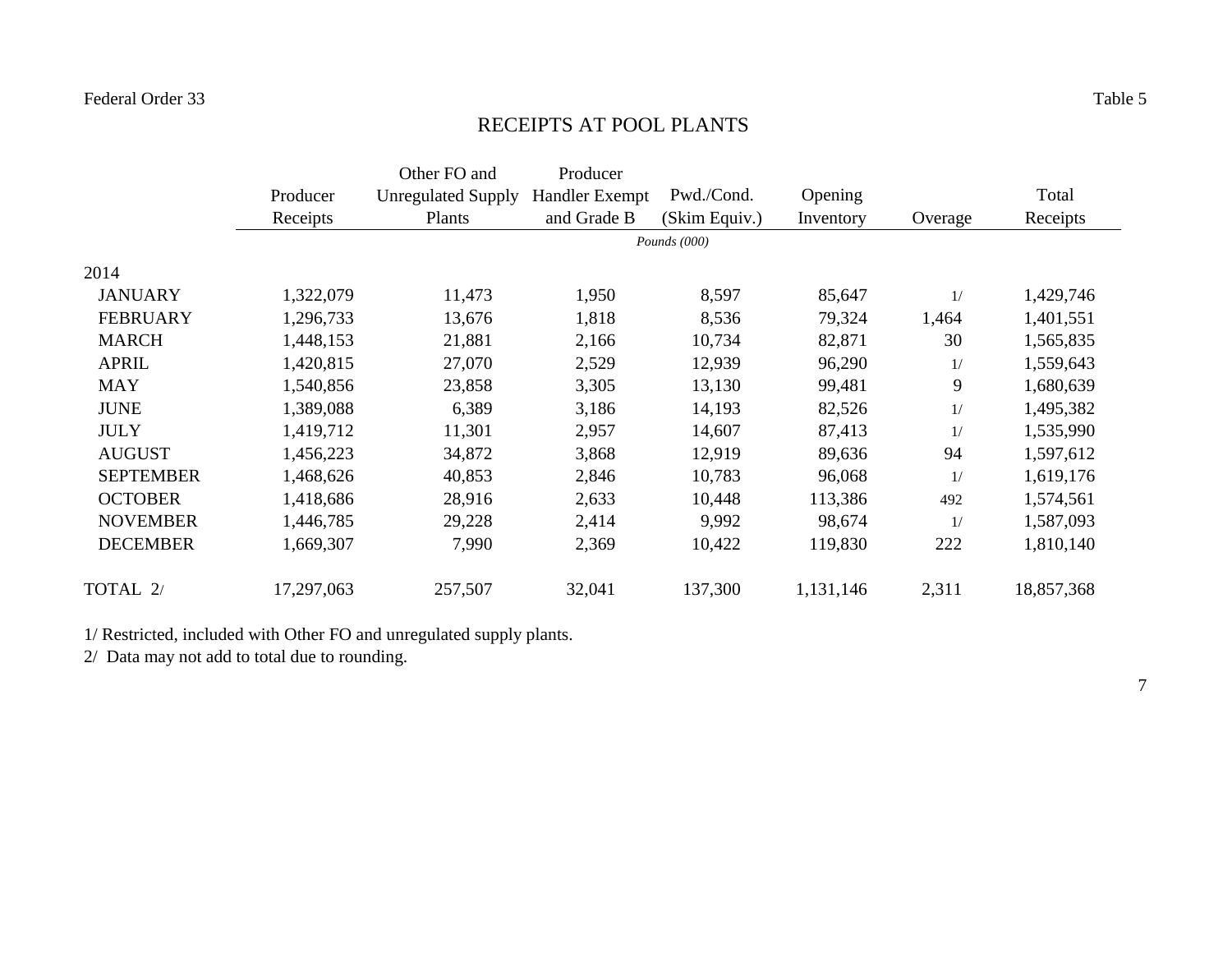Federal Order 33 | Table 5

# RECEIPTS AT POOL PLANTS

| | Producer Receipts | Other FO and Unregulated Supply Plants | Producer Handler Exempt and Grade B | Pwd./Cond. (Skim Equiv.) | Opening Inventory | Overage | Total Receipts |
|---|---|---|---|---|---|---|---|
| | | | | *Pounds (000)* | | | |
| 2014 | | | | | | | |
| JANUARY | 1,322,079 | 11,473 | 1,950 | 8,597 | 85,647 | 1/ | 1,429,746 |
| FEBRUARY | 1,296,733 | 13,676 | 1,818 | 8,536 | 79,324 | 1,464 | 1,401,551 |
| MARCH | 1,448,153 | 21,881 | 2,166 | 10,734 | 82,871 | 30 | 1,565,835 |
| APRIL | 1,420,815 | 27,070 | 2,529 | 12,939 | 96,290 | 1/ | 1,559,643 |
| MAY | 1,540,856 | 23,858 | 3,305 | 13,130 | 99,481 | 9 | 1,680,639 |
| JUNE | 1,389,088 | 6,389 | 3,186 | 14,193 | 82,526 | 1/ | 1,495,382 |
| JULY | 1,419,712 | 11,301 | 2,957 | 14,607 | 87,413 | 1/ | 1,535,990 |
| AUGUST | 1,456,223 | 34,872 | 3,868 | 12,919 | 89,636 | 94 | 1,597,612 |
| SEPTEMBER | 1,468,626 | 40,853 | 2,846 | 10,783 | 96,068 | 1/ | 1,619,176 |
| OCTOBER | 1,418,686 | 28,916 | 2,633 | 10,448 | 113,386 | 492 | 1,574,561 |
| NOVEMBER | 1,446,785 | 29,228 | 2,414 | 9,992 | 98,674 | 1/ | 1,587,093 |
| DECEMBER | 1,669,307 | 7,990 | 2,369 | 10,422 | 119,830 | 222 | 1,810,140 |
| TOTAL 2/ | 17,297,063 | 257,507 | 32,041 | 137,300 | 1,131,146 | 2,311 | 18,857,368 |

1/ Restricted, included with Other FO and unregulated supply plants.
2/ Data may not add to total due to rounding.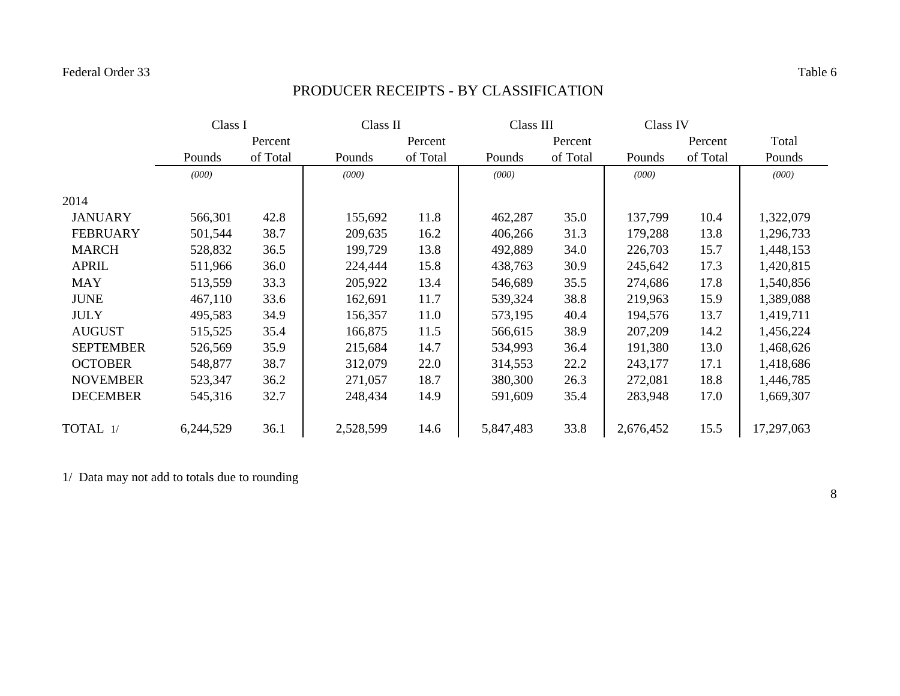Federal Order 33 — Table 6

# PRODUCER RECEIPTS - BY CLASSIFICATION

| | Class I | | Class II | | Class III | | Class IV | | |
|---|---|---|---|---|---|---|---|---|---|
| | Pounds | Percent of Total | Pounds | Percent of Total | Pounds | Percent of Total | Pounds | Percent of Total | Total Pounds |
| | *(000)* | | *(000)* | | *(000)* | | *(000)* | | *(000)* |
| 2014 | | | | | | | | | |
| JANUARY | 566,301 | 42.8 | 155,692 | 11.8 | 462,287 | 35.0 | 137,799 | 10.4 | 1,322,079 |
| FEBRUARY | 501,544 | 38.7 | 209,635 | 16.2 | 406,266 | 31.3 | 179,288 | 13.8 | 1,296,733 |
| MARCH | 528,832 | 36.5 | 199,729 | 13.8 | 492,889 | 34.0 | 226,703 | 15.7 | 1,448,153 |
| APRIL | 511,966 | 36.0 | 224,444 | 15.8 | 438,763 | 30.9 | 245,642 | 17.3 | 1,420,815 |
| MAY | 513,559 | 33.3 | 205,922 | 13.4 | 546,689 | 35.5 | 274,686 | 17.8 | 1,540,856 |
| JUNE | 467,110 | 33.6 | 162,691 | 11.7 | 539,324 | 38.8 | 219,963 | 15.9 | 1,389,088 |
| JULY | 495,583 | 34.9 | 156,357 | 11.0 | 573,195 | 40.4 | 194,576 | 13.7 | 1,419,711 |
| AUGUST | 515,525 | 35.4 | 166,875 | 11.5 | 566,615 | 38.9 | 207,209 | 14.2 | 1,456,224 |
| SEPTEMBER | 526,569 | 35.9 | 215,684 | 14.7 | 534,993 | 36.4 | 191,380 | 13.0 | 1,468,626 |
| OCTOBER | 548,877 | 38.7 | 312,079 | 22.0 | 314,553 | 22.2 | 243,177 | 17.1 | 1,418,686 |
| NOVEMBER | 523,347 | 36.2 | 271,057 | 18.7 | 380,300 | 26.3 | 272,081 | 18.8 | 1,446,785 |
| DECEMBER | 545,316 | 32.7 | 248,434 | 14.9 | 591,609 | 35.4 | 283,948 | 17.0 | 1,669,307 |
| TOTAL 1/ | 6,244,529 | 36.1 | 2,528,599 | 14.6 | 5,847,483 | 33.8 | 2,676,452 | 15.5 | 17,297,063 |

1/ Data may not add to totals due to rounding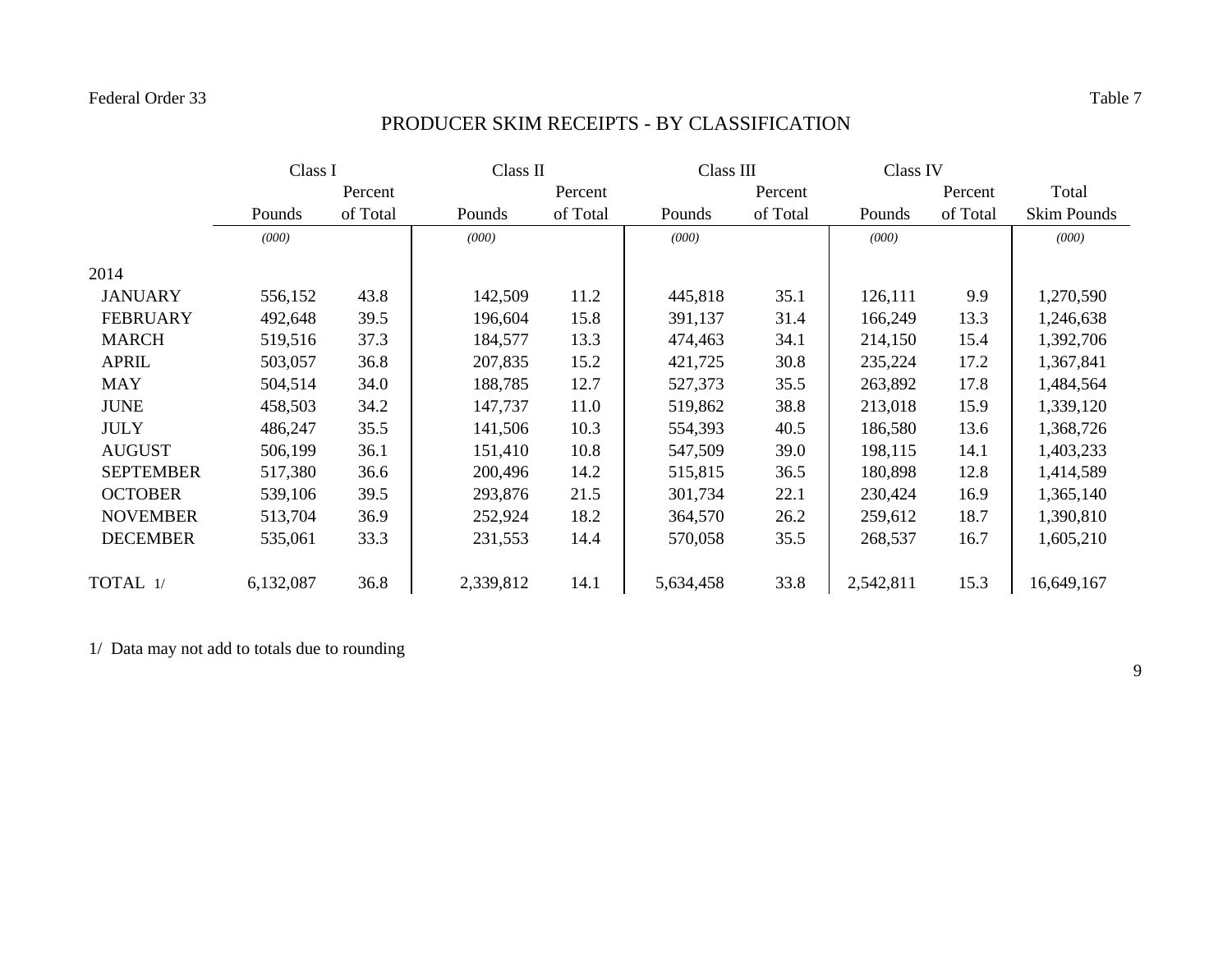Federal Order 33 Table 7

# PRODUCER SKIM RECEIPTS - BY CLASSIFICATION

| | Class I | | Class II | | Class III | | Class IV | | |
|---|---|---|---|---|---|---|---|---|---|
| | Pounds | Percent of Total | Pounds | Percent of Total | Pounds | Percent of Total | Pounds | Percent of Total | Total Skim Pounds |
| | *(000)* | | *(000)* | | *(000)* | | *(000)* | | *(000)* |
| 2014 | | | | | | | | | |
| JANUARY | 556,152 | 43.8 | 142,509 | 11.2 | 445,818 | 35.1 | 126,111 | 9.9 | 1,270,590 |
| FEBRUARY | 492,648 | 39.5 | 196,604 | 15.8 | 391,137 | 31.4 | 166,249 | 13.3 | 1,246,638 |
| MARCH | 519,516 | 37.3 | 184,577 | 13.3 | 474,463 | 34.1 | 214,150 | 15.4 | 1,392,706 |
| APRIL | 503,057 | 36.8 | 207,835 | 15.2 | 421,725 | 30.8 | 235,224 | 17.2 | 1,367,841 |
| MAY | 504,514 | 34.0 | 188,785 | 12.7 | 527,373 | 35.5 | 263,892 | 17.8 | 1,484,564 |
| JUNE | 458,503 | 34.2 | 147,737 | 11.0 | 519,862 | 38.8 | 213,018 | 15.9 | 1,339,120 |
| JULY | 486,247 | 35.5 | 141,506 | 10.3 | 554,393 | 40.5 | 186,580 | 13.6 | 1,368,726 |
| AUGUST | 506,199 | 36.1 | 151,410 | 10.8 | 547,509 | 39.0 | 198,115 | 14.1 | 1,403,233 |
| SEPTEMBER | 517,380 | 36.6 | 200,496 | 14.2 | 515,815 | 36.5 | 180,898 | 12.8 | 1,414,589 |
| OCTOBER | 539,106 | 39.5 | 293,876 | 21.5 | 301,734 | 22.1 | 230,424 | 16.9 | 1,365,140 |
| NOVEMBER | 513,704 | 36.9 | 252,924 | 18.2 | 364,570 | 26.2 | 259,612 | 18.7 | 1,390,810 |
| DECEMBER | 535,061 | 33.3 | 231,553 | 14.4 | 570,058 | 35.5 | 268,537 | 16.7 | 1,605,210 |
| TOTAL 1/ | 6,132,087 | 36.8 | 2,339,812 | 14.1 | 5,634,458 | 33.8 | 2,542,811 | 15.3 | 16,649,167 |

1/ Data may not add to totals due to rounding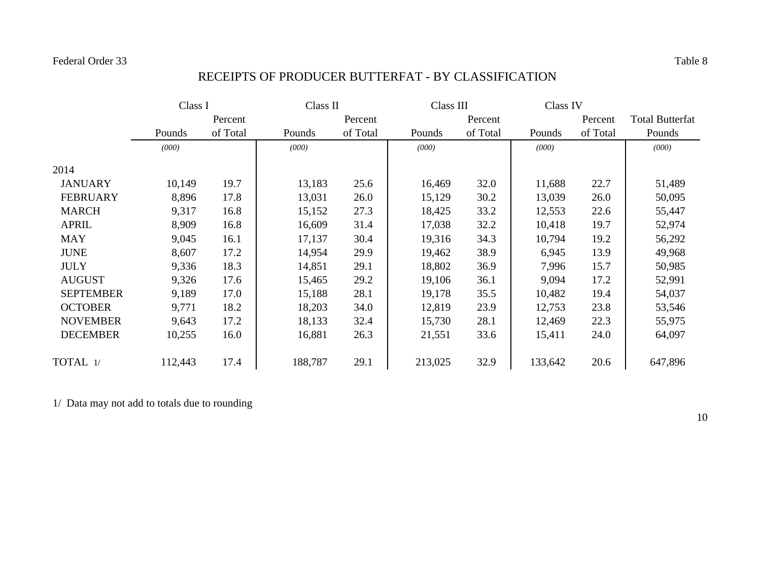Federal Order 33

Table 8

# RECEIPTS OF PRODUCER BUTTERFAT - BY CLASSIFICATION

| | Class I | | Class II | | Class III | | Class IV | | |
|---|---|---|---|---|---|---|---|---|---|
| | Pounds | Percent of Total | Pounds | Percent of Total | Pounds | Percent of Total | Pounds | Percent of Total | Total Butterfat Pounds |
| | *(000)* | | *(000)* | | *(000)* | | *(000)* | | *(000)* |
| 2014 | | | | | | | | | |
| JANUARY | 10,149 | 19.7 | 13,183 | 25.6 | 16,469 | 32.0 | 11,688 | 22.7 | 51,489 |
| FEBRUARY | 8,896 | 17.8 | 13,031 | 26.0 | 15,129 | 30.2 | 13,039 | 26.0 | 50,095 |
| MARCH | 9,317 | 16.8 | 15,152 | 27.3 | 18,425 | 33.2 | 12,553 | 22.6 | 55,447 |
| APRIL | 8,909 | 16.8 | 16,609 | 31.4 | 17,038 | 32.2 | 10,418 | 19.7 | 52,974 |
| MAY | 9,045 | 16.1 | 17,137 | 30.4 | 19,316 | 34.3 | 10,794 | 19.2 | 56,292 |
| JUNE | 8,607 | 17.2 | 14,954 | 29.9 | 19,462 | 38.9 | 6,945 | 13.9 | 49,968 |
| JULY | 9,336 | 18.3 | 14,851 | 29.1 | 18,802 | 36.9 | 7,996 | 15.7 | 50,985 |
| AUGUST | 9,326 | 17.6 | 15,465 | 29.2 | 19,106 | 36.1 | 9,094 | 17.2 | 52,991 |
| SEPTEMBER | 9,189 | 17.0 | 15,188 | 28.1 | 19,178 | 35.5 | 10,482 | 19.4 | 54,037 |
| OCTOBER | 9,771 | 18.2 | 18,203 | 34.0 | 12,819 | 23.9 | 12,753 | 23.8 | 53,546 |
| NOVEMBER | 9,643 | 17.2 | 18,133 | 32.4 | 15,730 | 28.1 | 12,469 | 22.3 | 55,975 |
| DECEMBER | 10,255 | 16.0 | 16,881 | 26.3 | 21,551 | 33.6 | 15,411 | 24.0 | 64,097 |
| TOTAL 1/ | 112,443 | 17.4 | 188,787 | 29.1 | 213,025 | 32.9 | 133,642 | 20.6 | 647,896 |

1/ Data may not add to totals due to rounding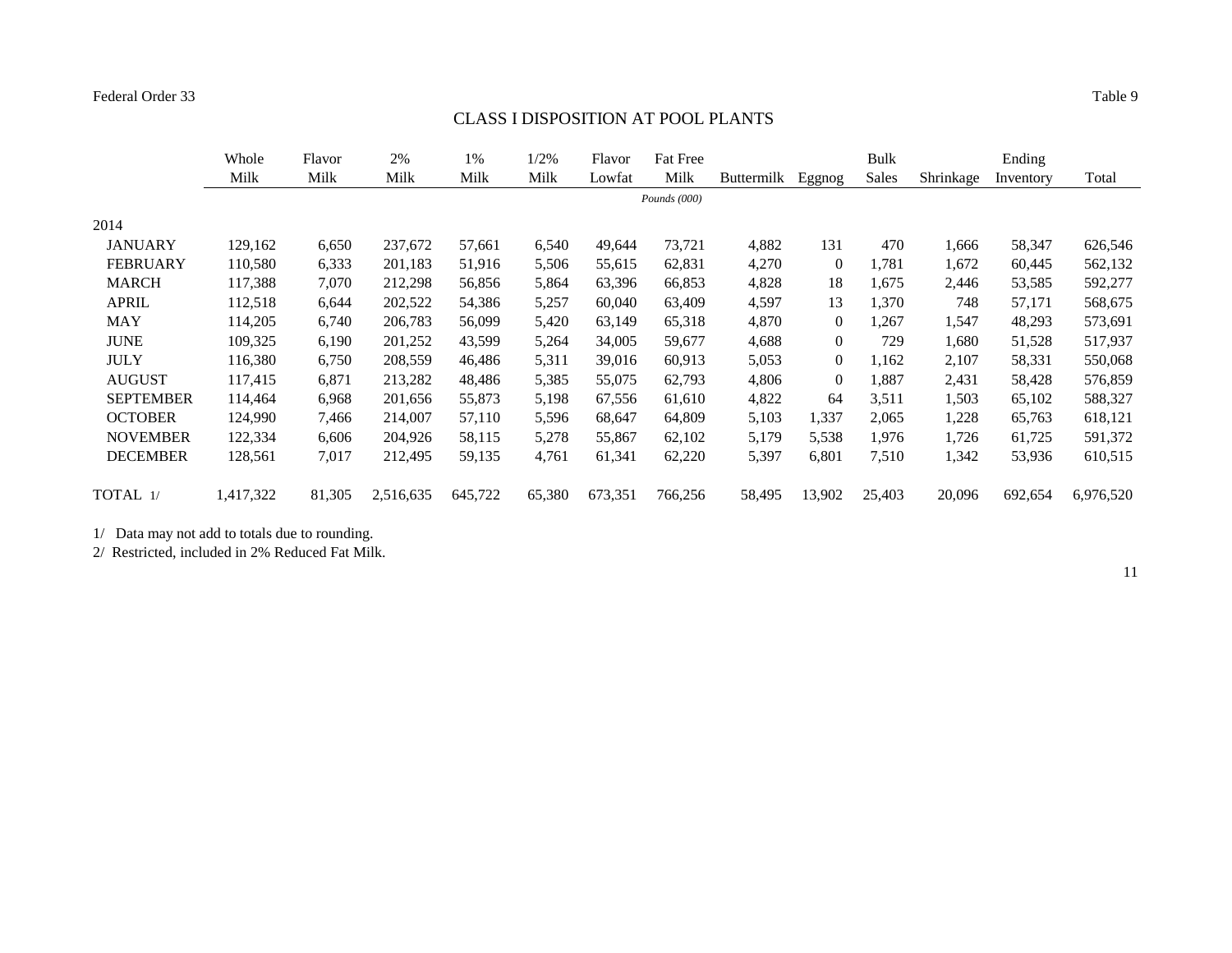Federal Order 33 — Table 9

## CLASS I DISPOSITION AT POOL PLANTS

| | Whole Milk | Flavor Milk | 2% Milk | 1% Milk | 1/2% Milk | Flavor Lowfat | Fat Free Milk | Buttermilk | Eggnog | Bulk Sales | Shrinkage | Ending Inventory | Total |
|---|---|---|---|---|---|---|---|---|---|---|---|---|---|
| | | | | | | | *Pounds (000)* | | | | | | |
| 2014 | | | | | | | | | | | | | |
| JANUARY | 129,162 | 6,650 | 237,672 | 57,661 | 6,540 | 49,644 | 73,721 | 4,882 | 131 | 470 | 1,666 | 58,347 | 626,546 |
| FEBRUARY | 110,580 | 6,333 | 201,183 | 51,916 | 5,506 | 55,615 | 62,831 | 4,270 | 0 | 1,781 | 1,672 | 60,445 | 562,132 |
| MARCH | 117,388 | 7,070 | 212,298 | 56,856 | 5,864 | 63,396 | 66,853 | 4,828 | 18 | 1,675 | 2,446 | 53,585 | 592,277 |
| APRIL | 112,518 | 6,644 | 202,522 | 54,386 | 5,257 | 60,040 | 63,409 | 4,597 | 13 | 1,370 | 748 | 57,171 | 568,675 |
| MAY | 114,205 | 6,740 | 206,783 | 56,099 | 5,420 | 63,149 | 65,318 | 4,870 | 0 | 1,267 | 1,547 | 48,293 | 573,691 |
| JUNE | 109,325 | 6,190 | 201,252 | 43,599 | 5,264 | 34,005 | 59,677 | 4,688 | 0 | 729 | 1,680 | 51,528 | 517,937 |
| JULY | 116,380 | 6,750 | 208,559 | 46,486 | 5,311 | 39,016 | 60,913 | 5,053 | 0 | 1,162 | 2,107 | 58,331 | 550,068 |
| AUGUST | 117,415 | 6,871 | 213,282 | 48,486 | 5,385 | 55,075 | 62,793 | 4,806 | 0 | 1,887 | 2,431 | 58,428 | 576,859 |
| SEPTEMBER | 114,464 | 6,968 | 201,656 | 55,873 | 5,198 | 67,556 | 61,610 | 4,822 | 64 | 3,511 | 1,503 | 65,102 | 588,327 |
| OCTOBER | 124,990 | 7,466 | 214,007 | 57,110 | 5,596 | 68,647 | 64,809 | 5,103 | 1,337 | 2,065 | 1,228 | 65,763 | 618,121 |
| NOVEMBER | 122,334 | 6,606 | 204,926 | 58,115 | 5,278 | 55,867 | 62,102 | 5,179 | 5,538 | 1,976 | 1,726 | 61,725 | 591,372 |
| DECEMBER | 128,561 | 7,017 | 212,495 | 59,135 | 4,761 | 61,341 | 62,220 | 5,397 | 6,801 | 7,510 | 1,342 | 53,936 | 610,515 |
| TOTAL 1/ | 1,417,322 | 81,305 | 2,516,635 | 645,722 | 65,380 | 673,351 | 766,256 | 58,495 | 13,902 | 25,403 | 20,096 | 692,654 | 6,976,520 |

1/ Data may not add to totals due to rounding.

2/ Restricted, included in 2% Reduced Fat Milk.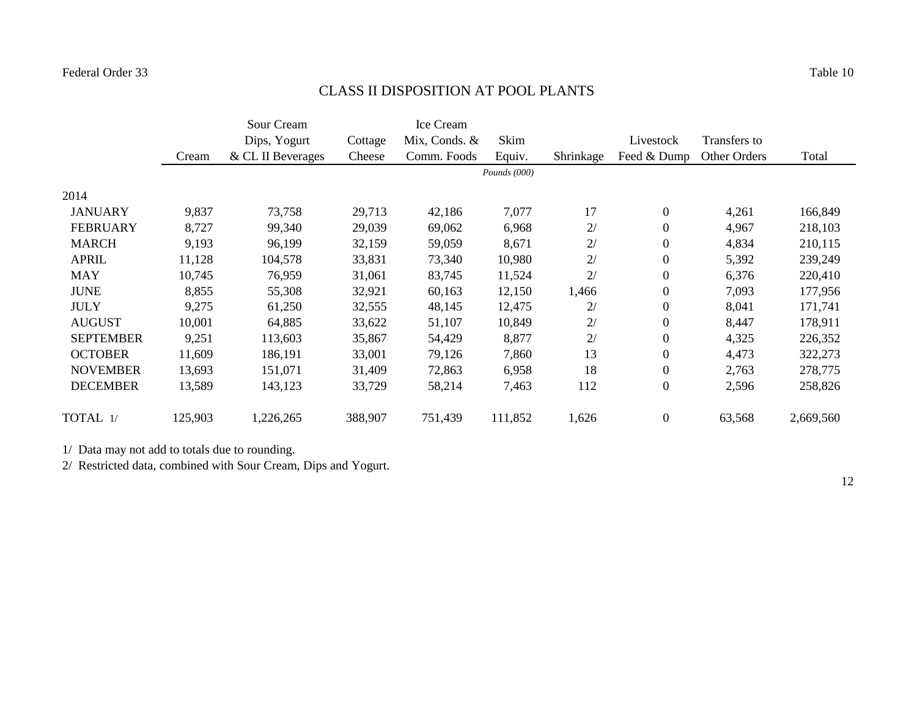Federal Order 33

Table 10

# CLASS II DISPOSITION AT POOL PLANTS

| | Cream | Sour Cream Dips, Yogurt & CL II Beverages | Cottage Cheese | Ice Cream Mix, Conds. & Comm. Foods | Skim Equiv. | Shrinkage | Livestock Feed & Dump | Transfers to Other Orders | Total |
|---|---|---|---|---|---|---|---|---|---|
| | | | | | *Pounds (000)* | | | | |
| 2014 | | | | | | | | | |
| JANUARY | 9,837 | 73,758 | 29,713 | 42,186 | 7,077 | 17 | 0 | 4,261 | 166,849 |
| FEBRUARY | 8,727 | 99,340 | 29,039 | 69,062 | 6,968 | 2/ | 0 | 4,967 | 218,103 |
| MARCH | 9,193 | 96,199 | 32,159 | 59,059 | 8,671 | 2/ | 0 | 4,834 | 210,115 |
| APRIL | 11,128 | 104,578 | 33,831 | 73,340 | 10,980 | 2/ | 0 | 5,392 | 239,249 |
| MAY | 10,745 | 76,959 | 31,061 | 83,745 | 11,524 | 2/ | 0 | 6,376 | 220,410 |
| JUNE | 8,855 | 55,308 | 32,921 | 60,163 | 12,150 | 1,466 | 0 | 7,093 | 177,956 |
| JULY | 9,275 | 61,250 | 32,555 | 48,145 | 12,475 | 2/ | 0 | 8,041 | 171,741 |
| AUGUST | 10,001 | 64,885 | 33,622 | 51,107 | 10,849 | 2/ | 0 | 8,447 | 178,911 |
| SEPTEMBER | 9,251 | 113,603 | 35,867 | 54,429 | 8,877 | 2/ | 0 | 4,325 | 226,352 |
| OCTOBER | 11,609 | 186,191 | 33,001 | 79,126 | 7,860 | 13 | 0 | 4,473 | 322,273 |
| NOVEMBER | 13,693 | 151,071 | 31,409 | 72,863 | 6,958 | 18 | 0 | 2,763 | 278,775 |
| DECEMBER | 13,589 | 143,123 | 33,729 | 58,214 | 7,463 | 112 | 0 | 2,596 | 258,826 |
| TOTAL 1/ | 125,903 | 1,226,265 | 388,907 | 751,439 | 111,852 | 1,626 | 0 | 63,568 | 2,669,560 |

1/ Data may not add to totals due to rounding.

2/ Restricted data, combined with Sour Cream, Dips and Yogurt.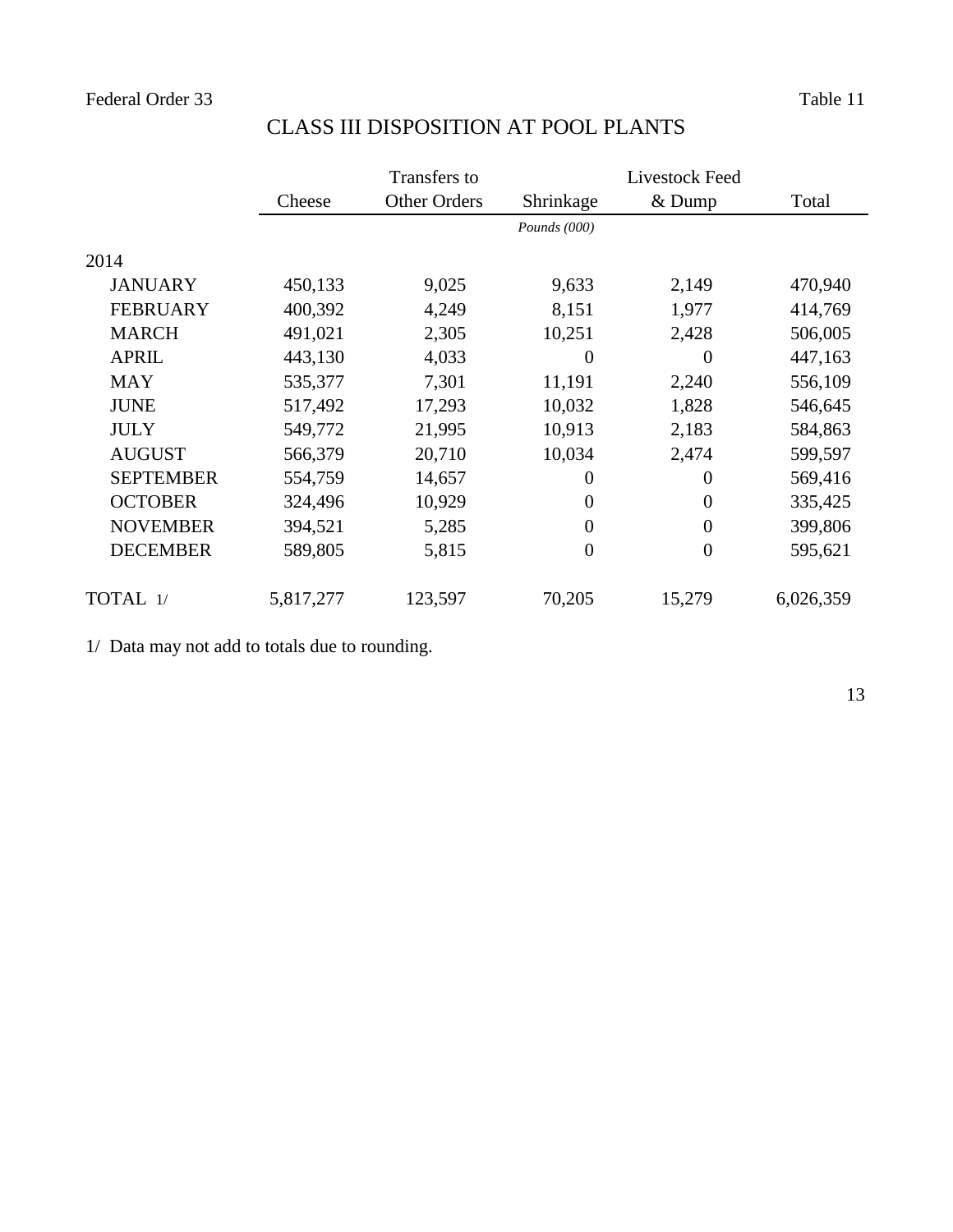Federal Order 33 Table 11

# CLASS III DISPOSITION AT POOL PLANTS

| | Cheese | Transfers to Other Orders | Shrinkage | Livestock Feed & Dump | Total |
|---|---|---|---|---|---|
| | | | *Pounds (000)* | | |
| 2014 | | | | | |
| JANUARY | 450,133 | 9,025 | 9,633 | 2,149 | 470,940 |
| FEBRUARY | 400,392 | 4,249 | 8,151 | 1,977 | 414,769 |
| MARCH | 491,021 | 2,305 | 10,251 | 2,428 | 506,005 |
| APRIL | 443,130 | 4,033 | 0 | 0 | 447,163 |
| MAY | 535,377 | 7,301 | 11,191 | 2,240 | 556,109 |
| JUNE | 517,492 | 17,293 | 10,032 | 1,828 | 546,645 |
| JULY | 549,772 | 21,995 | 10,913 | 2,183 | 584,863 |
| AUGUST | 566,379 | 20,710 | 10,034 | 2,474 | 599,597 |
| SEPTEMBER | 554,759 | 14,657 | 0 | 0 | 569,416 |
| OCTOBER | 324,496 | 10,929 | 0 | 0 | 335,425 |
| NOVEMBER | 394,521 | 5,285 | 0 | 0 | 399,806 |
| DECEMBER | 589,805 | 5,815 | 0 | 0 | 595,621 |
| TOTAL 1/ | 5,817,277 | 123,597 | 70,205 | 15,279 | 6,026,359 |

1/ Data may not add to totals due to rounding.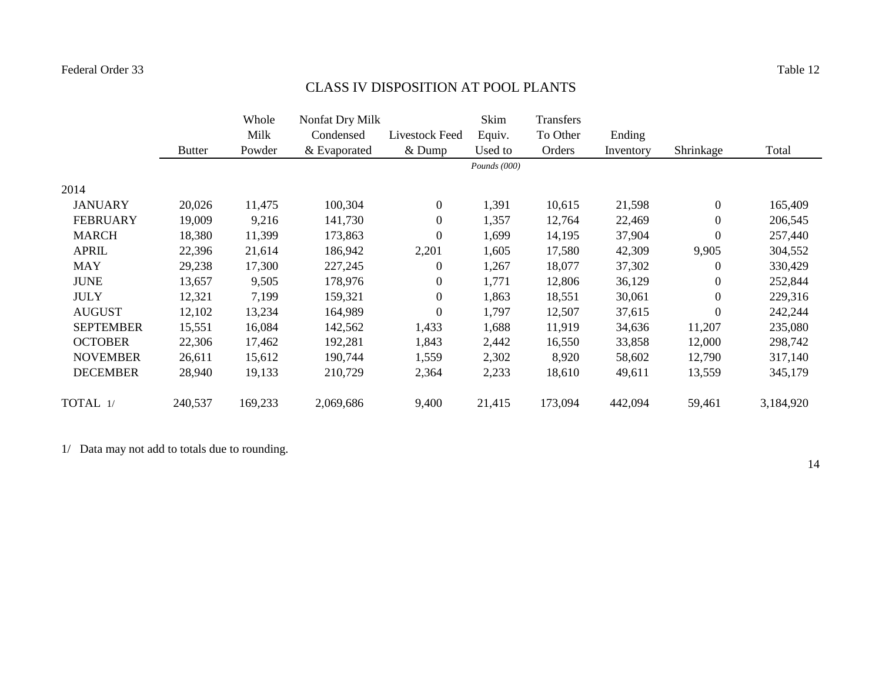Federal Order 33

Table 12

# CLASS IV DISPOSITION AT POOL PLANTS

| | Butter | Whole Milk Powder | Nonfat Dry Milk Condensed & Evaporated | Livestock Feed & Dump | Skim Equiv. Used to | Transfers To Other Orders | Ending Inventory | Shrinkage | Total |
|---|---|---|---|---|---|---|---|---|---|
| | | | | | *Pounds (000)* | | | | |
| 2014 | | | | | | | | | |
| JANUARY | 20,026 | 11,475 | 100,304 | 0 | 1,391 | 10,615 | 21,598 | 0 | 165,409 |
| FEBRUARY | 19,009 | 9,216 | 141,730 | 0 | 1,357 | 12,764 | 22,469 | 0 | 206,545 |
| MARCH | 18,380 | 11,399 | 173,863 | 0 | 1,699 | 14,195 | 37,904 | 0 | 257,440 |
| APRIL | 22,396 | 21,614 | 186,942 | 2,201 | 1,605 | 17,580 | 42,309 | 9,905 | 304,552 |
| MAY | 29,238 | 17,300 | 227,245 | 0 | 1,267 | 18,077 | 37,302 | 0 | 330,429 |
| JUNE | 13,657 | 9,505 | 178,976 | 0 | 1,771 | 12,806 | 36,129 | 0 | 252,844 |
| JULY | 12,321 | 7,199 | 159,321 | 0 | 1,863 | 18,551 | 30,061 | 0 | 229,316 |
| AUGUST | 12,102 | 13,234 | 164,989 | 0 | 1,797 | 12,507 | 37,615 | 0 | 242,244 |
| SEPTEMBER | 15,551 | 16,084 | 142,562 | 1,433 | 1,688 | 11,919 | 34,636 | 11,207 | 235,080 |
| OCTOBER | 22,306 | 17,462 | 192,281 | 1,843 | 2,442 | 16,550 | 33,858 | 12,000 | 298,742 |
| NOVEMBER | 26,611 | 15,612 | 190,744 | 1,559 | 2,302 | 8,920 | 58,602 | 12,790 | 317,140 |
| DECEMBER | 28,940 | 19,133 | 210,729 | 2,364 | 2,233 | 18,610 | 49,611 | 13,559 | 345,179 |
| TOTAL 1/ | 240,537 | 169,233 | 2,069,686 | 9,400 | 21,415 | 173,094 | 442,094 | 59,461 | 3,184,920 |

1/ Data may not add to totals due to rounding.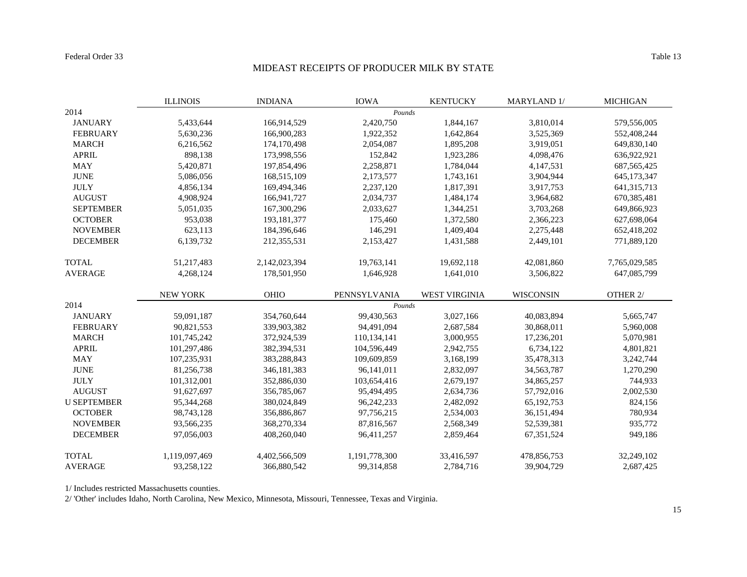Federal Order 33

Table 13

## MIDEAST RECEIPTS OF PRODUCER MILK BY STATE

| | ILLINOIS | INDIANA | IOWA | KENTUCKY | MARYLAND 1/ | MICHIGAN |
|---|---|---|---|---|---|---|
| 2014 | | | *Pounds* | | | |
| JANUARY | 5,433,644 | 166,914,529 | 2,420,750 | 1,844,167 | 3,810,014 | 579,556,005 |
| FEBRUARY | 5,630,236 | 166,900,283 | 1,922,352 | 1,642,864 | 3,525,369 | 552,408,244 |
| MARCH | 6,216,562 | 174,170,498 | 2,054,087 | 1,895,208 | 3,919,051 | 649,830,140 |
| APRIL | 898,138 | 173,998,556 | 152,842 | 1,923,286 | 4,098,476 | 636,922,921 |
| MAY | 5,420,871 | 197,854,496 | 2,258,871 | 1,784,044 | 4,147,531 | 687,565,425 |
| JUNE | 5,086,056 | 168,515,109 | 2,173,577 | 1,743,161 | 3,904,944 | 645,173,347 |
| JULY | 4,856,134 | 169,494,346 | 2,237,120 | 1,817,391 | 3,917,753 | 641,315,713 |
| AUGUST | 4,908,924 | 166,941,727 | 2,034,737 | 1,484,174 | 3,964,682 | 670,385,481 |
| SEPTEMBER | 5,051,035 | 167,300,296 | 2,033,627 | 1,344,251 | 3,703,268 | 649,866,923 |
| OCTOBER | 953,038 | 193,181,377 | 175,460 | 1,372,580 | 2,366,223 | 627,698,064 |
| NOVEMBER | 623,113 | 184,396,646 | 146,291 | 1,409,404 | 2,275,448 | 652,418,202 |
| DECEMBER | 6,139,732 | 212,355,531 | 2,153,427 | 1,431,588 | 2,449,101 | 771,889,120 |
| TOTAL | 51,217,483 | 2,142,023,394 | 19,763,141 | 19,692,118 | 42,081,860 | 7,765,029,585 |
| AVERAGE | 4,268,124 | 178,501,950 | 1,646,928 | 1,641,010 | 3,506,822 | 647,085,799 |

| | NEW YORK | OHIO | PENNSYLVANIA | WEST VIRGINIA | WISCONSIN | OTHER 2/ |
|---|---|---|---|---|---|---|
| 2014 | | | *Pounds* | | | |
| JANUARY | 59,091,187 | 354,760,644 | 99,430,563 | 3,027,166 | 40,083,894 | 5,665,747 |
| FEBRUARY | 90,821,553 | 339,903,382 | 94,491,094 | 2,687,584 | 30,868,011 | 5,960,008 |
| MARCH | 101,745,242 | 372,924,539 | 110,134,141 | 3,000,955 | 17,236,201 | 5,070,981 |
| APRIL | 101,297,486 | 382,394,531 | 104,596,449 | 2,942,755 | 6,734,122 | 4,801,821 |
| MAY | 107,235,931 | 383,288,843 | 109,609,859 | 3,168,199 | 35,478,313 | 3,242,744 |
| JUNE | 81,256,738 | 346,181,383 | 96,141,011 | 2,832,097 | 34,563,787 | 1,270,290 |
| JULY | 101,312,001 | 352,886,030 | 103,654,416 | 2,679,197 | 34,865,257 | 744,933 |
| AUGUST | 91,627,697 | 356,785,067 | 95,494,495 | 2,634,736 | 57,792,016 | 2,002,530 |
| U SEPTEMBER | 95,344,268 | 380,024,849 | 96,242,233 | 2,482,092 | 65,192,753 | 824,156 |
| OCTOBER | 98,743,128 | 356,886,867 | 97,756,215 | 2,534,003 | 36,151,494 | 780,934 |
| NOVEMBER | 93,566,235 | 368,270,334 | 87,816,567 | 2,568,349 | 52,539,381 | 935,772 |
| DECEMBER | 97,056,003 | 408,260,040 | 96,411,257 | 2,859,464 | 67,351,524 | 949,186 |
| TOTAL | 1,119,097,469 | 4,402,566,509 | 1,191,778,300 | 33,416,597 | 478,856,753 | 32,249,102 |
| AVERAGE | 93,258,122 | 366,880,542 | 99,314,858 | 2,784,716 | 39,904,729 | 2,687,425 |

1/ Includes restricted Massachusetts counties.

2/ 'Other' includes Idaho, North Carolina, New Mexico, Minnesota, Missouri, Tennessee, Texas and Virginia.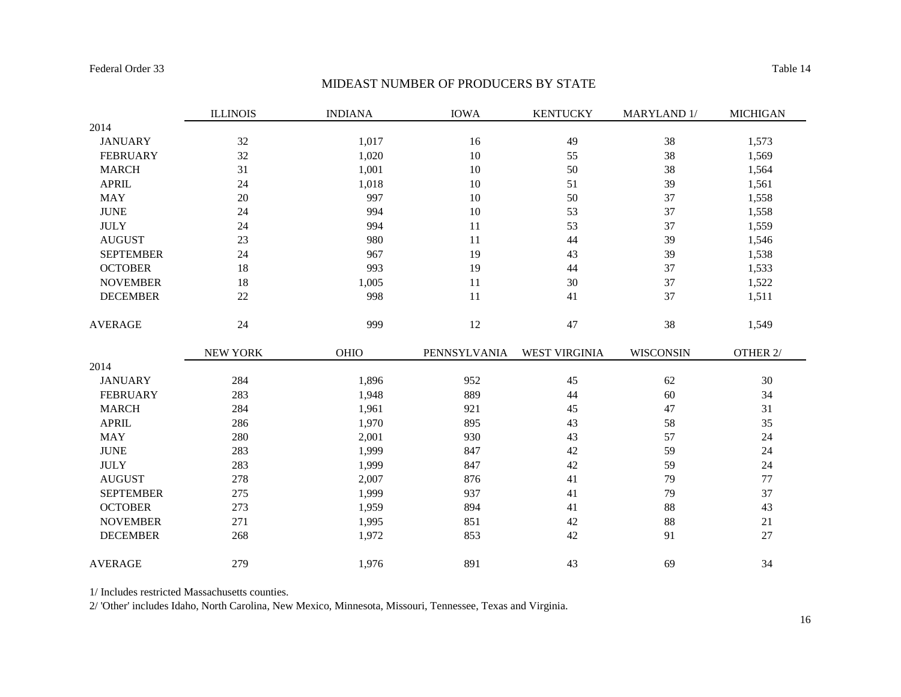Federal Order 33 Table 14

# MIDEAST NUMBER OF PRODUCERS BY STATE

| | ILLINOIS | INDIANA | IOWA | KENTUCKY | MARYLAND 1/ | MICHIGAN |
|---|---|---|---|---|---|---|
| 2014 | | | | | | |
| JANUARY | 32 | 1,017 | 16 | 49 | 38 | 1,573 |
| FEBRUARY | 32 | 1,020 | 10 | 55 | 38 | 1,569 |
| MARCH | 31 | 1,001 | 10 | 50 | 38 | 1,564 |
| APRIL | 24 | 1,018 | 10 | 51 | 39 | 1,561 |
| MAY | 20 | 997 | 10 | 50 | 37 | 1,558 |
| JUNE | 24 | 994 | 10 | 53 | 37 | 1,558 |
| JULY | 24 | 994 | 11 | 53 | 37 | 1,559 |
| AUGUST | 23 | 980 | 11 | 44 | 39 | 1,546 |
| SEPTEMBER | 24 | 967 | 19 | 43 | 39 | 1,538 |
| OCTOBER | 18 | 993 | 19 | 44 | 37 | 1,533 |
| NOVEMBER | 18 | 1,005 | 11 | 30 | 37 | 1,522 |
| DECEMBER | 22 | 998 | 11 | 41 | 37 | 1,511 |
| AVERAGE | 24 | 999 | 12 | 47 | 38 | 1,549 |

| | NEW YORK | OHIO | PENNSYLVANIA | WEST VIRGINIA | WISCONSIN | OTHER 2/ |
|---|---|---|---|---|---|---|
| 2014 | | | | | | |
| JANUARY | 284 | 1,896 | 952 | 45 | 62 | 30 |
| FEBRUARY | 283 | 1,948 | 889 | 44 | 60 | 34 |
| MARCH | 284 | 1,961 | 921 | 45 | 47 | 31 |
| APRIL | 286 | 1,970 | 895 | 43 | 58 | 35 |
| MAY | 280 | 2,001 | 930 | 43 | 57 | 24 |
| JUNE | 283 | 1,999 | 847 | 42 | 59 | 24 |
| JULY | 283 | 1,999 | 847 | 42 | 59 | 24 |
| AUGUST | 278 | 2,007 | 876 | 41 | 79 | 77 |
| SEPTEMBER | 275 | 1,999 | 937 | 41 | 79 | 37 |
| OCTOBER | 273 | 1,959 | 894 | 41 | 88 | 43 |
| NOVEMBER | 271 | 1,995 | 851 | 42 | 88 | 21 |
| DECEMBER | 268 | 1,972 | 853 | 42 | 91 | 27 |
| AVERAGE | 279 | 1,976 | 891 | 43 | 69 | 34 |

1/ Includes restricted Massachusetts counties.

2/ 'Other' includes Idaho, North Carolina, New Mexico, Minnesota, Missouri, Tennessee, Texas and Virginia.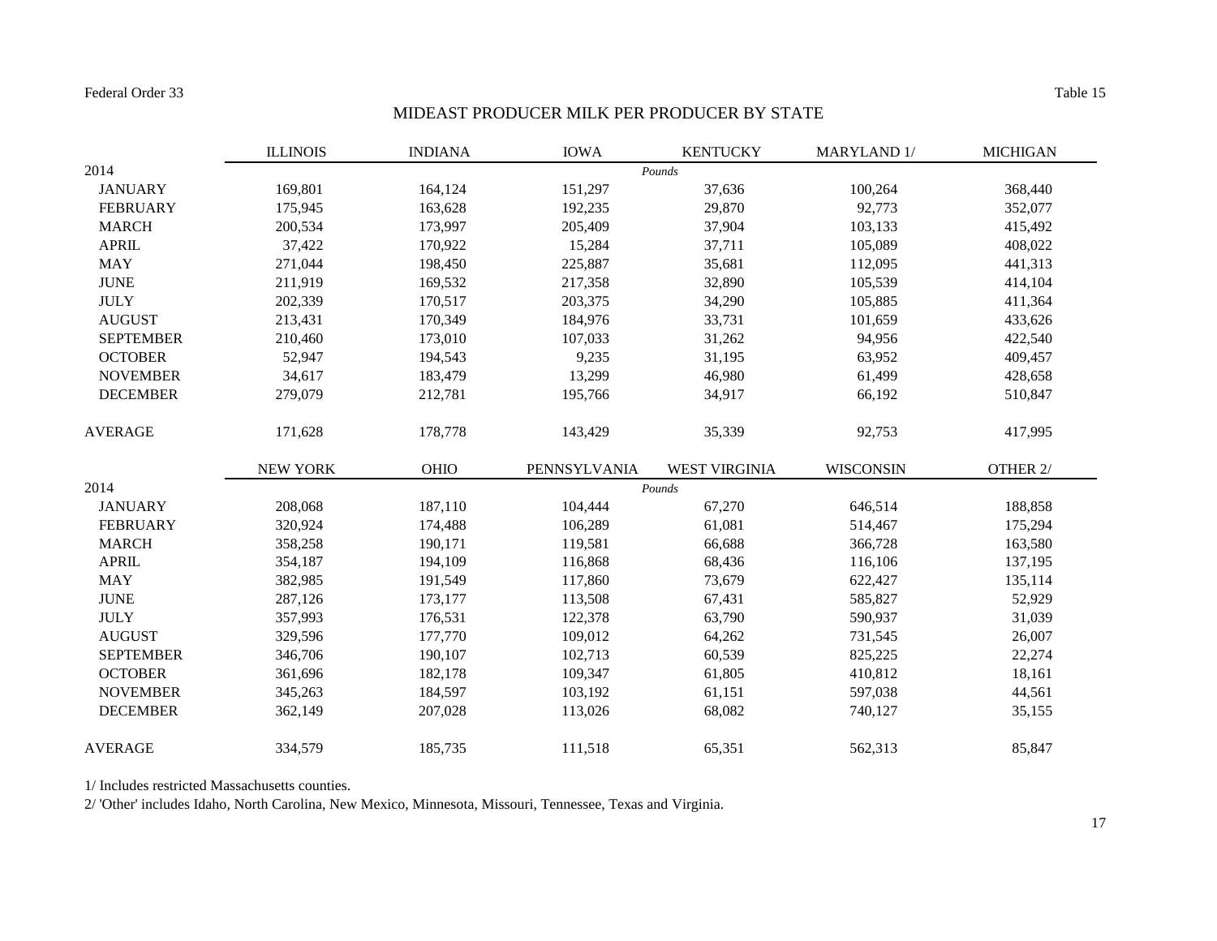Federal Order 33 Table 15

## MIDEAST PRODUCER MILK PER PRODUCER BY STATE

| 2014 | ILLINOIS | INDIANA | IOWA | KENTUCKY | MARYLAND 1/ | MICHIGAN |
|---|---|---|---|---|---|---|
| | | | | *Pounds* | | |
| JANUARY | 169,801 | 164,124 | 151,297 | 37,636 | 100,264 | 368,440 |
| FEBRUARY | 175,945 | 163,628 | 192,235 | 29,870 | 92,773 | 352,077 |
| MARCH | 200,534 | 173,997 | 205,409 | 37,904 | 103,133 | 415,492 |
| APRIL | 37,422 | 170,922 | 15,284 | 37,711 | 105,089 | 408,022 |
| MAY | 271,044 | 198,450 | 225,887 | 35,681 | 112,095 | 441,313 |
| JUNE | 211,919 | 169,532 | 217,358 | 32,890 | 105,539 | 414,104 |
| JULY | 202,339 | 170,517 | 203,375 | 34,290 | 105,885 | 411,364 |
| AUGUST | 213,431 | 170,349 | 184,976 | 33,731 | 101,659 | 433,626 |
| SEPTEMBER | 210,460 | 173,010 | 107,033 | 31,262 | 94,956 | 422,540 |
| OCTOBER | 52,947 | 194,543 | 9,235 | 31,195 | 63,952 | 409,457 |
| NOVEMBER | 34,617 | 183,479 | 13,299 | 46,980 | 61,499 | 428,658 |
| DECEMBER | 279,079 | 212,781 | 195,766 | 34,917 | 66,192 | 510,847 |
| AVERAGE | 171,628 | 178,778 | 143,429 | 35,339 | 92,753 | 417,995 |

| 2014 | NEW YORK | OHIO | PENNSYLVANIA | WEST VIRGINIA | WISCONSIN | OTHER 2/ |
|---|---|---|---|---|---|---|
| | | | | *Pounds* | | |
| JANUARY | 208,068 | 187,110 | 104,444 | 67,270 | 646,514 | 188,858 |
| FEBRUARY | 320,924 | 174,488 | 106,289 | 61,081 | 514,467 | 175,294 |
| MARCH | 358,258 | 190,171 | 119,581 | 66,688 | 366,728 | 163,580 |
| APRIL | 354,187 | 194,109 | 116,868 | 68,436 | 116,106 | 137,195 |
| MAY | 382,985 | 191,549 | 117,860 | 73,679 | 622,427 | 135,114 |
| JUNE | 287,126 | 173,177 | 113,508 | 67,431 | 585,827 | 52,929 |
| JULY | 357,993 | 176,531 | 122,378 | 63,790 | 590,937 | 31,039 |
| AUGUST | 329,596 | 177,770 | 109,012 | 64,262 | 731,545 | 26,007 |
| SEPTEMBER | 346,706 | 190,107 | 102,713 | 60,539 | 825,225 | 22,274 |
| OCTOBER | 361,696 | 182,178 | 109,347 | 61,805 | 410,812 | 18,161 |
| NOVEMBER | 345,263 | 184,597 | 103,192 | 61,151 | 597,038 | 44,561 |
| DECEMBER | 362,149 | 207,028 | 113,026 | 68,082 | 740,127 | 35,155 |
| AVERAGE | 334,579 | 185,735 | 111,518 | 65,351 | 562,313 | 85,847 |

1/ Includes restricted Massachusetts counties.

2/ 'Other' includes Idaho, North Carolina, New Mexico, Minnesota, Missouri, Tennessee, Texas and Virginia.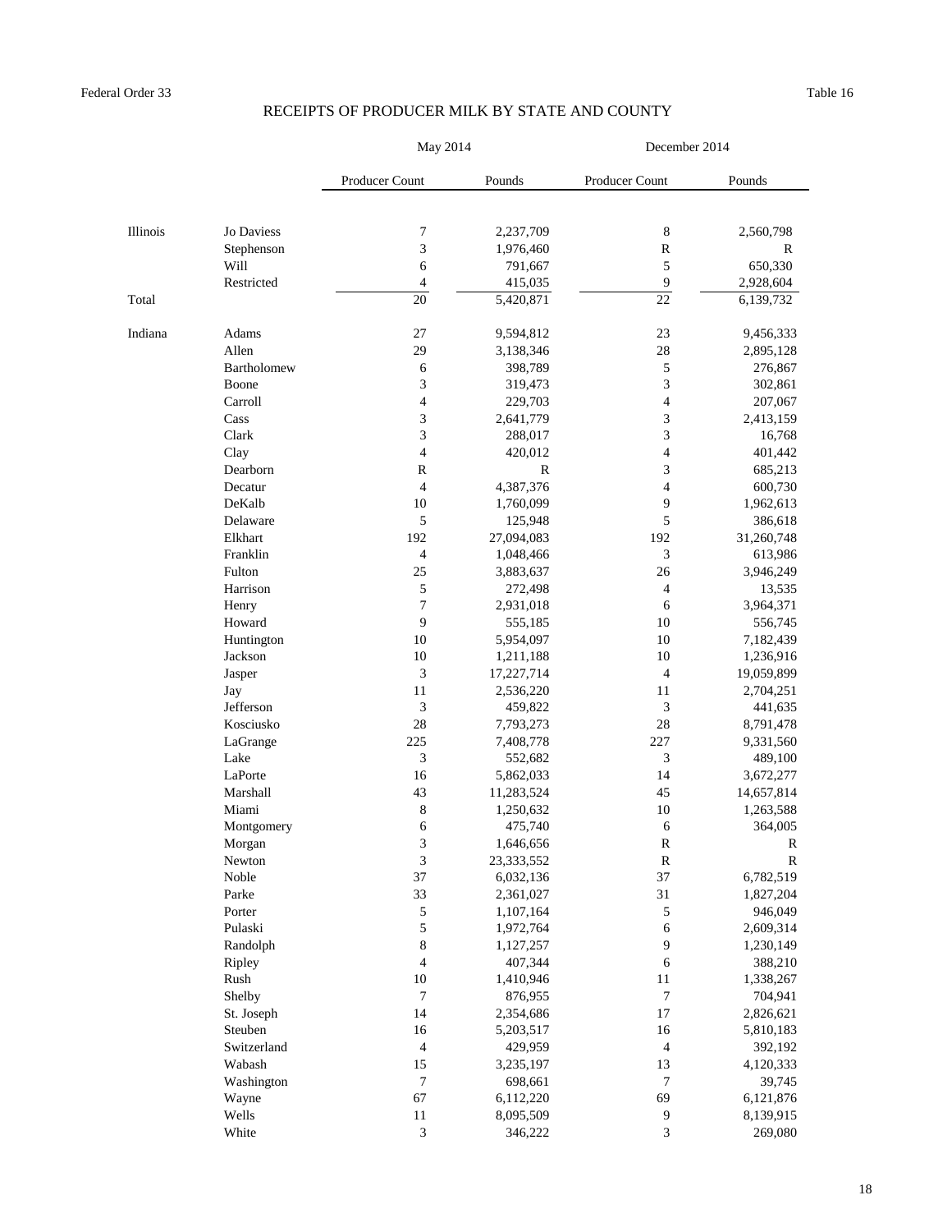Federal Order 33

Table 16

# RECEIPTS OF PRODUCER MILK BY STATE AND COUNTY

| | | May 2014 | | December 2014 | |
|---|---|---|---|---|---|
| | | Producer Count | Pounds | Producer Count | Pounds |
| Illinois | Jo Daviess | 7 | 2,237,709 | 8 | 2,560,798 |
| | Stephenson | 3 | 1,976,460 | R | R |
| | Will | 6 | 791,667 | 5 | 650,330 |
| | Restricted | 4 | 415,035 | 9 | 2,928,604 |
| Total | | 20 | 5,420,871 | 22 | 6,139,732 |
| Indiana | Adams | 27 | 9,594,812 | 23 | 9,456,333 |
| | Allen | 29 | 3,138,346 | 28 | 2,895,128 |
| | Bartholomew | 6 | 398,789 | 5 | 276,867 |
| | Boone | 3 | 319,473 | 3 | 302,861 |
| | Carroll | 4 | 229,703 | 4 | 207,067 |
| | Cass | 3 | 2,641,779 | 3 | 2,413,159 |
| | Clark | 3 | 288,017 | 3 | 16,768 |
| | Clay | 4 | 420,012 | 4 | 401,442 |
| | Dearborn | R | R | 3 | 685,213 |
| | Decatur | 4 | 4,387,376 | 4 | 600,730 |
| | DeKalb | 10 | 1,760,099 | 9 | 1,962,613 |
| | Delaware | 5 | 125,948 | 5 | 386,618 |
| | Elkhart | 192 | 27,094,083 | 192 | 31,260,748 |
| | Franklin | 4 | 1,048,466 | 3 | 613,986 |
| | Fulton | 25 | 3,883,637 | 26 | 3,946,249 |
| | Harrison | 5 | 272,498 | 4 | 13,535 |
| | Henry | 7 | 2,931,018 | 6 | 3,964,371 |
| | Howard | 9 | 555,185 | 10 | 556,745 |
| | Huntington | 10 | 5,954,097 | 10 | 7,182,439 |
| | Jackson | 10 | 1,211,188 | 10 | 1,236,916 |
| | Jasper | 3 | 17,227,714 | 4 | 19,059,899 |
| | Jay | 11 | 2,536,220 | 11 | 2,704,251 |
| | Jefferson | 3 | 459,822 | 3 | 441,635 |
| | Kosciusko | 28 | 7,793,273 | 28 | 8,791,478 |
| | LaGrange | 225 | 7,408,778 | 227 | 9,331,560 |
| | Lake | 3 | 552,682 | 3 | 489,100 |
| | LaPorte | 16 | 5,862,033 | 14 | 3,672,277 |
| | Marshall | 43 | 11,283,524 | 45 | 14,657,814 |
| | Miami | 8 | 1,250,632 | 10 | 1,263,588 |
| | Montgomery | 6 | 475,740 | 6 | 364,005 |
| | Morgan | 3 | 1,646,656 | R | R |
| | Newton | 3 | 23,333,552 | R | R |
| | Noble | 37 | 6,032,136 | 37 | 6,782,519 |
| | Parke | 33 | 2,361,027 | 31 | 1,827,204 |
| | Porter | 5 | 1,107,164 | 5 | 946,049 |
| | Pulaski | 5 | 1,972,764 | 6 | 2,609,314 |
| | Randolph | 8 | 1,127,257 | 9 | 1,230,149 |
| | Ripley | 4 | 407,344 | 6 | 388,210 |
| | Rush | 10 | 1,410,946 | 11 | 1,338,267 |
| | Shelby | 7 | 876,955 | 7 | 704,941 |
| | St. Joseph | 14 | 2,354,686 | 17 | 2,826,621 |
| | Steuben | 16 | 5,203,517 | 16 | 5,810,183 |
| | Switzerland | 4 | 429,959 | 4 | 392,192 |
| | Wabash | 15 | 3,235,197 | 13 | 4,120,333 |
| | Washington | 7 | 698,661 | 7 | 39,745 |
| | Wayne | 67 | 6,112,220 | 69 | 6,121,876 |
| | Wells | 11 | 8,095,509 | 9 | 8,139,915 |
| | White | 3 | 346,222 | 3 | 269,080 |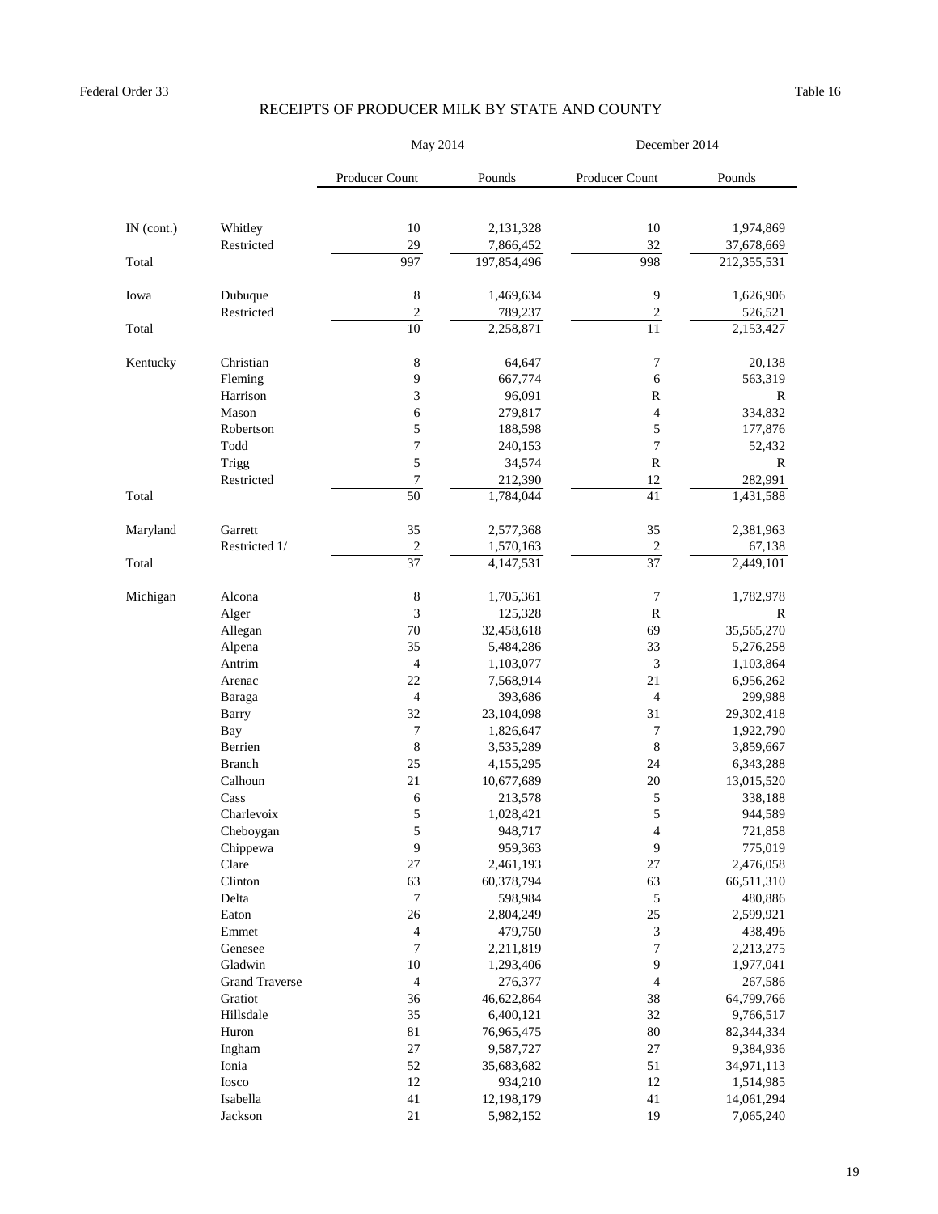Federal Order 33 Table 16

# RECEIPTS OF PRODUCER MILK BY STATE AND COUNTY

| | | May 2014 | | December 2014 | |
|---|---|---|---|---|---|
| | | Producer Count | Pounds | Producer Count | Pounds |
| IN (cont.) | Whitley | 10 | 2,131,328 | 10 | 1,974,869 |
| | Restricted | 29 | 7,866,452 | 32 | 37,678,669 |
| Total | | 997 | 197,854,496 | 998 | 212,355,531 |
| Iowa | Dubuque | 8 | 1,469,634 | 9 | 1,626,906 |
| | Restricted | 2 | 789,237 | 2 | 526,521 |
| Total | | 10 | 2,258,871 | 11 | 2,153,427 |
| Kentucky | Christian | 8 | 64,647 | 7 | 20,138 |
| | Fleming | 9 | 667,774 | 6 | 563,319 |
| | Harrison | 3 | 96,091 | R | R |
| | Mason | 6 | 279,817 | 4 | 334,832 |
| | Robertson | 5 | 188,598 | 5 | 177,876 |
| | Todd | 7 | 240,153 | 7 | 52,432 |
| | Trigg | 5 | 34,574 | R | R |
| | Restricted | 7 | 212,390 | 12 | 282,991 |
| Total | | 50 | 1,784,044 | 41 | 1,431,588 |
| Maryland | Garrett | 35 | 2,577,368 | 35 | 2,381,963 |
| | Restricted 1/ | 2 | 1,570,163 | 2 | 67,138 |
| Total | | 37 | 4,147,531 | 37 | 2,449,101 |
| Michigan | Alcona | 8 | 1,705,361 | 7 | 1,782,978 |
| | Alger | 3 | 125,328 | R | R |
| | Allegan | 70 | 32,458,618 | 69 | 35,565,270 |
| | Alpena | 35 | 5,484,286 | 33 | 5,276,258 |
| | Antrim | 4 | 1,103,077 | 3 | 1,103,864 |
| | Arenac | 22 | 7,568,914 | 21 | 6,956,262 |
| | Baraga | 4 | 393,686 | 4 | 299,988 |
| | Barry | 32 | 23,104,098 | 31 | 29,302,418 |
| | Bay | 7 | 1,826,647 | 7 | 1,922,790 |
| | Berrien | 8 | 3,535,289 | 8 | 3,859,667 |
| | Branch | 25 | 4,155,295 | 24 | 6,343,288 |
| | Calhoun | 21 | 10,677,689 | 20 | 13,015,520 |
| | Cass | 6 | 213,578 | 5 | 338,188 |
| | Charlevoix | 5 | 1,028,421 | 5 | 944,589 |
| | Cheboygan | 5 | 948,717 | 4 | 721,858 |
| | Chippewa | 9 | 959,363 | 9 | 775,019 |
| | Clare | 27 | 2,461,193 | 27 | 2,476,058 |
| | Clinton | 63 | 60,378,794 | 63 | 66,511,310 |
| | Delta | 7 | 598,984 | 5 | 480,886 |
| | Eaton | 26 | 2,804,249 | 25 | 2,599,921 |
| | Emmet | 4 | 479,750 | 3 | 438,496 |
| | Genesee | 7 | 2,211,819 | 7 | 2,213,275 |
| | Gladwin | 10 | 1,293,406 | 9 | 1,977,041 |
| | Grand Traverse | 4 | 276,377 | 4 | 267,586 |
| | Gratiot | 36 | 46,622,864 | 38 | 64,799,766 |
| | Hillsdale | 35 | 6,400,121 | 32 | 9,766,517 |
| | Huron | 81 | 76,965,475 | 80 | 82,344,334 |
| | Ingham | 27 | 9,587,727 | 27 | 9,384,936 |
| | Ionia | 52 | 35,683,682 | 51 | 34,971,113 |
| | Iosco | 12 | 934,210 | 12 | 1,514,985 |
| | Isabella | 41 | 12,198,179 | 41 | 14,061,294 |
| | Jackson | 21 | 5,982,152 | 19 | 7,065,240 |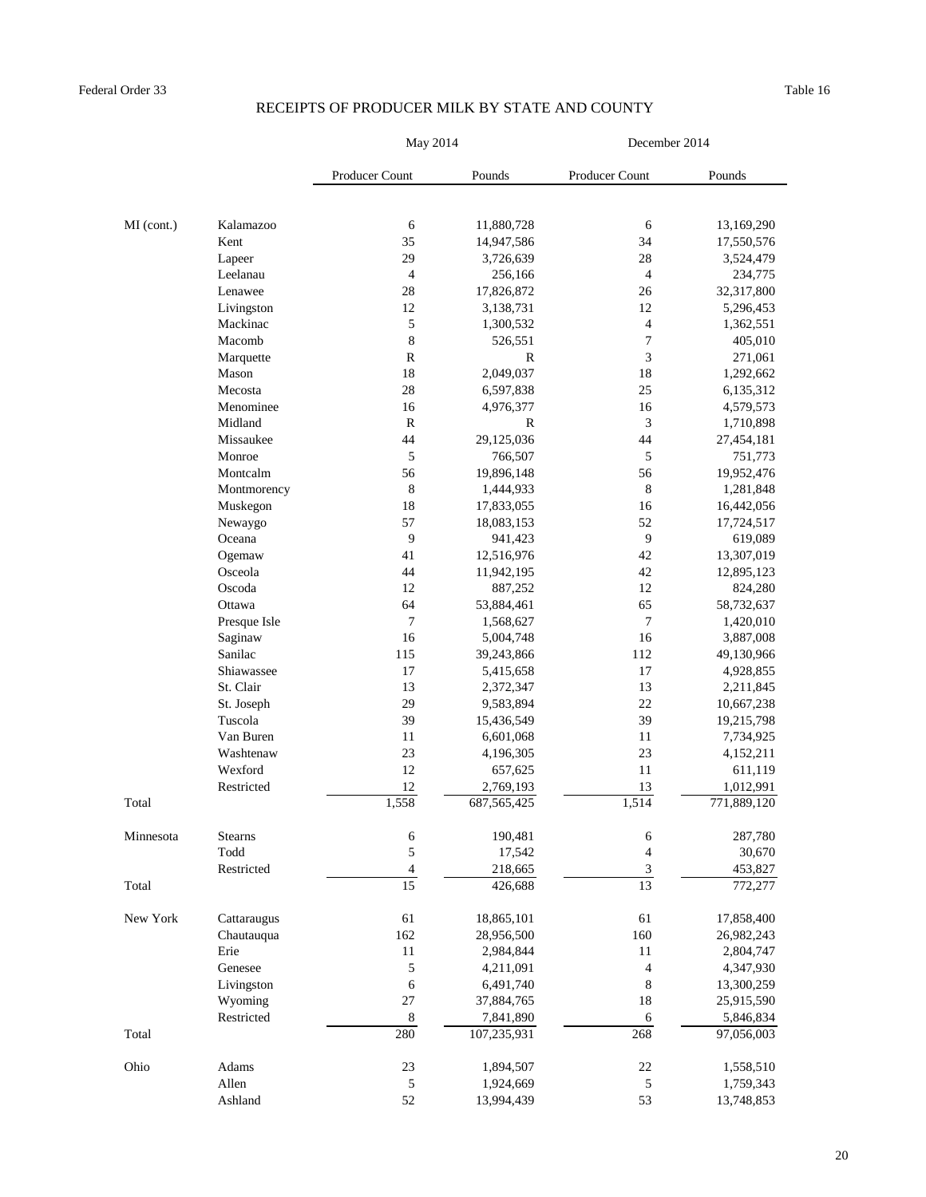Federal Order 33 — Table 16

# RECEIPTS OF PRODUCER MILK BY STATE AND COUNTY

| | | May 2014 | | December 2014 | |
|---|---|---|---|---|---|
| | | Producer Count | Pounds | Producer Count | Pounds |
| MI (cont.) | Kalamazoo | 6 | 11,880,728 | 6 | 13,169,290 |
| | Kent | 35 | 14,947,586 | 34 | 17,550,576 |
| | Lapeer | 29 | 3,726,639 | 28 | 3,524,479 |
| | Leelanau | 4 | 256,166 | 4 | 234,775 |
| | Lenawee | 28 | 17,826,872 | 26 | 32,317,800 |
| | Livingston | 12 | 3,138,731 | 12 | 5,296,453 |
| | Mackinac | 5 | 1,300,532 | 4 | 1,362,551 |
| | Macomb | 8 | 526,551 | 7 | 405,010 |
| | Marquette | R | R | 3 | 271,061 |
| | Mason | 18 | 2,049,037 | 18 | 1,292,662 |
| | Mecosta | 28 | 6,597,838 | 25 | 6,135,312 |
| | Menominee | 16 | 4,976,377 | 16 | 4,579,573 |
| | Midland | R | R | 3 | 1,710,898 |
| | Missaukee | 44 | 29,125,036 | 44 | 27,454,181 |
| | Monroe | 5 | 766,507 | 5 | 751,773 |
| | Montcalm | 56 | 19,896,148 | 56 | 19,952,476 |
| | Montmorency | 8 | 1,444,933 | 8 | 1,281,848 |
| | Muskegon | 18 | 17,833,055 | 16 | 16,442,056 |
| | Newaygo | 57 | 18,083,153 | 52 | 17,724,517 |
| | Oceana | 9 | 941,423 | 9 | 619,089 |
| | Ogemaw | 41 | 12,516,976 | 42 | 13,307,019 |
| | Osceola | 44 | 11,942,195 | 42 | 12,895,123 |
| | Oscoda | 12 | 887,252 | 12 | 824,280 |
| | Ottawa | 64 | 53,884,461 | 65 | 58,732,637 |
| | Presque Isle | 7 | 1,568,627 | 7 | 1,420,010 |
| | Saginaw | 16 | 5,004,748 | 16 | 3,887,008 |
| | Sanilac | 115 | 39,243,866 | 112 | 49,130,966 |
| | Shiawassee | 17 | 5,415,658 | 17 | 4,928,855 |
| | St. Clair | 13 | 2,372,347 | 13 | 2,211,845 |
| | St. Joseph | 29 | 9,583,894 | 22 | 10,667,238 |
| | Tuscola | 39 | 15,436,549 | 39 | 19,215,798 |
| | Van Buren | 11 | 6,601,068 | 11 | 7,734,925 |
| | Washtenaw | 23 | 4,196,305 | 23 | 4,152,211 |
| | Wexford | 12 | 657,625 | 11 | 611,119 |
| | Restricted | 12 | 2,769,193 | 13 | 1,012,991 |
| Total | | 1,558 | 687,565,425 | 1,514 | 771,889,120 |
| Minnesota | Stearns | 6 | 190,481 | 6 | 287,780 |
| | Todd | 5 | 17,542 | 4 | 30,670 |
| | Restricted | 4 | 218,665 | 3 | 453,827 |
| Total | | 15 | 426,688 | 13 | 772,277 |
| New York | Cattaraugus | 61 | 18,865,101 | 61 | 17,858,400 |
| | Chautauqua | 162 | 28,956,500 | 160 | 26,982,243 |
| | Erie | 11 | 2,984,844 | 11 | 2,804,747 |
| | Genesee | 5 | 4,211,091 | 4 | 4,347,930 |
| | Livingston | 6 | 6,491,740 | 8 | 13,300,259 |
| | Wyoming | 27 | 37,884,765 | 18 | 25,915,590 |
| | Restricted | 8 | 7,841,890 | 6 | 5,846,834 |
| Total | | 280 | 107,235,931 | 268 | 97,056,003 |
| Ohio | Adams | 23 | 1,894,507 | 22 | 1,558,510 |
| | Allen | 5 | 1,924,669 | 5 | 1,759,343 |
| | Ashland | 52 | 13,994,439 | 53 | 13,748,853 |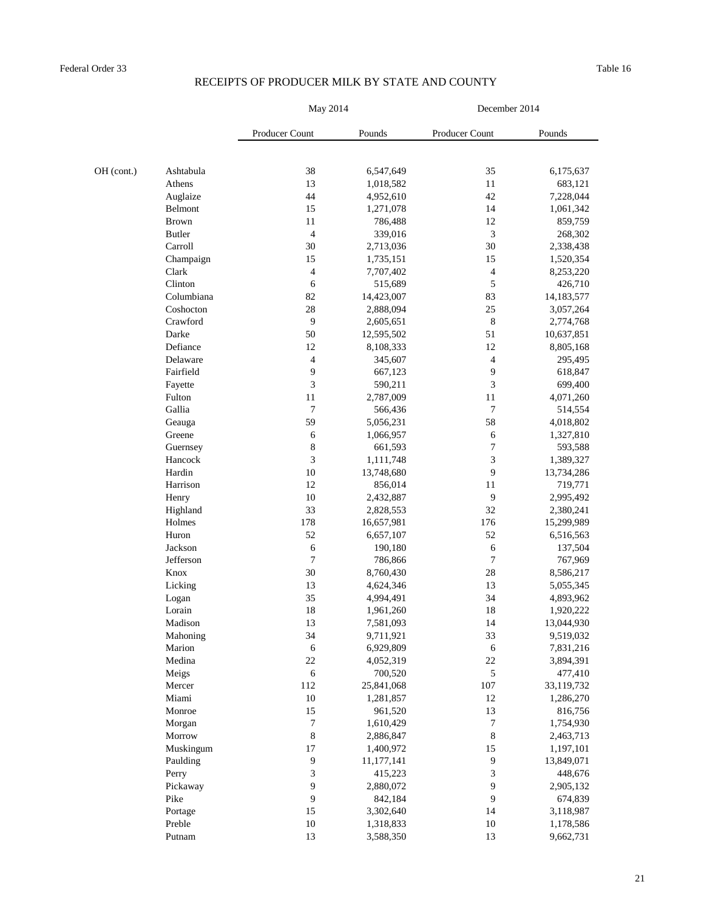Federal Order 33 — Table 16

## RECEIPTS OF PRODUCER MILK BY STATE AND COUNTY

| | | May 2014 | | December 2014 | |
|---|---|---|---|---|---|
| | | Producer Count | Pounds | Producer Count | Pounds |
| OH (cont.) | Ashtabula | 38 | 6,547,649 | 35 | 6,175,637 |
| | Athens | 13 | 1,018,582 | 11 | 683,121 |
| | Auglaize | 44 | 4,952,610 | 42 | 7,228,044 |
| | Belmont | 15 | 1,271,078 | 14 | 1,061,342 |
| | Brown | 11 | 786,488 | 12 | 859,759 |
| | Butler | 4 | 339,016 | 3 | 268,302 |
| | Carroll | 30 | 2,713,036 | 30 | 2,338,438 |
| | Champaign | 15 | 1,735,151 | 15 | 1,520,354 |
| | Clark | 4 | 7,707,402 | 4 | 8,253,220 |
| | Clinton | 6 | 515,689 | 5 | 426,710 |
| | Columbiana | 82 | 14,423,007 | 83 | 14,183,577 |
| | Coshocton | 28 | 2,888,094 | 25 | 3,057,264 |
| | Crawford | 9 | 2,605,651 | 8 | 2,774,768 |
| | Darke | 50 | 12,595,502 | 51 | 10,637,851 |
| | Defiance | 12 | 8,108,333 | 12 | 8,805,168 |
| | Delaware | 4 | 345,607 | 4 | 295,495 |
| | Fairfield | 9 | 667,123 | 9 | 618,847 |
| | Fayette | 3 | 590,211 | 3 | 699,400 |
| | Fulton | 11 | 2,787,009 | 11 | 4,071,260 |
| | Gallia | 7 | 566,436 | 7 | 514,554 |
| | Geauga | 59 | 5,056,231 | 58 | 4,018,802 |
| | Greene | 6 | 1,066,957 | 6 | 1,327,810 |
| | Guernsey | 8 | 661,593 | 7 | 593,588 |
| | Hancock | 3 | 1,111,748 | 3 | 1,389,327 |
| | Hardin | 10 | 13,748,680 | 9 | 13,734,286 |
| | Harrison | 12 | 856,014 | 11 | 719,771 |
| | Henry | 10 | 2,432,887 | 9 | 2,995,492 |
| | Highland | 33 | 2,828,553 | 32 | 2,380,241 |
| | Holmes | 178 | 16,657,981 | 176 | 15,299,989 |
| | Huron | 52 | 6,657,107 | 52 | 6,516,563 |
| | Jackson | 6 | 190,180 | 6 | 137,504 |
| | Jefferson | 7 | 786,866 | 7 | 767,969 |
| | Knox | 30 | 8,760,430 | 28 | 8,586,217 |
| | Licking | 13 | 4,624,346 | 13 | 5,055,345 |
| | Logan | 35 | 4,994,491 | 34 | 4,893,962 |
| | Lorain | 18 | 1,961,260 | 18 | 1,920,222 |
| | Madison | 13 | 7,581,093 | 14 | 13,044,930 |
| | Mahoning | 34 | 9,711,921 | 33 | 9,519,032 |
| | Marion | 6 | 6,929,809 | 6 | 7,831,216 |
| | Medina | 22 | 4,052,319 | 22 | 3,894,391 |
| | Meigs | 6 | 700,520 | 5 | 477,410 |
| | Mercer | 112 | 25,841,068 | 107 | 33,119,732 |
| | Miami | 10 | 1,281,857 | 12 | 1,286,270 |
| | Monroe | 15 | 961,520 | 13 | 816,756 |
| | Morgan | 7 | 1,610,429 | 7 | 1,754,930 |
| | Morrow | 8 | 2,886,847 | 8 | 2,463,713 |
| | Muskingum | 17 | 1,400,972 | 15 | 1,197,101 |
| | Paulding | 9 | 11,177,141 | 9 | 13,849,071 |
| | Perry | 3 | 415,223 | 3 | 448,676 |
| | Pickaway | 9 | 2,880,072 | 9 | 2,905,132 |
| | Pike | 9 | 842,184 | 9 | 674,839 |
| | Portage | 15 | 3,302,640 | 14 | 3,118,987 |
| | Preble | 10 | 1,318,833 | 10 | 1,178,586 |
| | Putnam | 13 | 3,588,350 | 13 | 9,662,731 |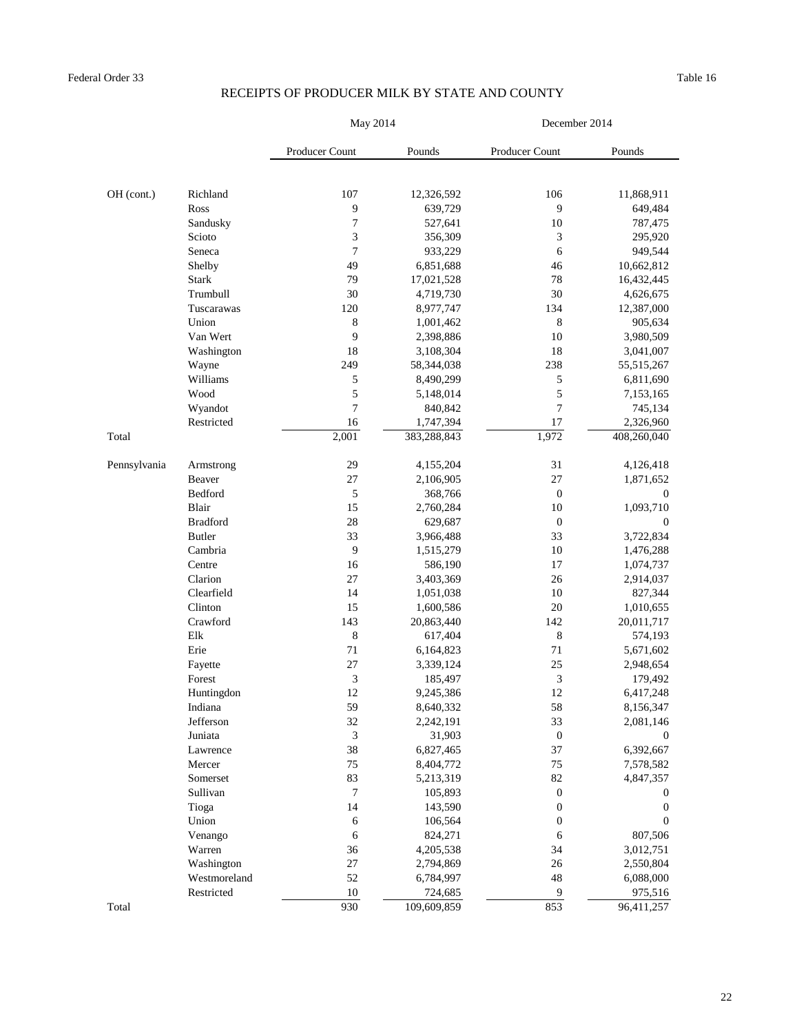Federal Order 33 — Table 16

## RECEIPTS OF PRODUCER MILK BY STATE AND COUNTY

| | | May 2014 | | December 2014 | |
|---|---|---|---|---|---|
| | | Producer Count | Pounds | Producer Count | Pounds |
| OH (cont.) | Richland | 107 | 12,326,592 | 106 | 11,868,911 |
| | Ross | 9 | 639,729 | 9 | 649,484 |
| | Sandusky | 7 | 527,641 | 10 | 787,475 |
| | Scioto | 3 | 356,309 | 3 | 295,920 |
| | Seneca | 7 | 933,229 | 6 | 949,544 |
| | Shelby | 49 | 6,851,688 | 46 | 10,662,812 |
| | Stark | 79 | 17,021,528 | 78 | 16,432,445 |
| | Trumbull | 30 | 4,719,730 | 30 | 4,626,675 |
| | Tuscarawas | 120 | 8,977,747 | 134 | 12,387,000 |
| | Union | 8 | 1,001,462 | 8 | 905,634 |
| | Van Wert | 9 | 2,398,886 | 10 | 3,980,509 |
| | Washington | 18 | 3,108,304 | 18 | 3,041,007 |
| | Wayne | 249 | 58,344,038 | 238 | 55,515,267 |
| | Williams | 5 | 8,490,299 | 5 | 6,811,690 |
| | Wood | 5 | 5,148,014 | 5 | 7,153,165 |
| | Wyandot | 7 | 840,842 | 7 | 745,134 |
| | Restricted | 16 | 1,747,394 | 17 | 2,326,960 |
| Total | | 2,001 | 383,288,843 | 1,972 | 408,260,040 |
| Pennsylvania | Armstrong | 29 | 4,155,204 | 31 | 4,126,418 |
| | Beaver | 27 | 2,106,905 | 27 | 1,871,652 |
| | Bedford | 5 | 368,766 | 0 | 0 |
| | Blair | 15 | 2,760,284 | 10 | 1,093,710 |
| | Bradford | 28 | 629,687 | 0 | 0 |
| | Butler | 33 | 3,966,488 | 33 | 3,722,834 |
| | Cambria | 9 | 1,515,279 | 10 | 1,476,288 |
| | Centre | 16 | 586,190 | 17 | 1,074,737 |
| | Clarion | 27 | 3,403,369 | 26 | 2,914,037 |
| | Clearfield | 14 | 1,051,038 | 10 | 827,344 |
| | Clinton | 15 | 1,600,586 | 20 | 1,010,655 |
| | Crawford | 143 | 20,863,440 | 142 | 20,011,717 |
| | Elk | 8 | 617,404 | 8 | 574,193 |
| | Erie | 71 | 6,164,823 | 71 | 5,671,602 |
| | Fayette | 27 | 3,339,124 | 25 | 2,948,654 |
| | Forest | 3 | 185,497 | 3 | 179,492 |
| | Huntingdon | 12 | 9,245,386 | 12 | 6,417,248 |
| | Indiana | 59 | 8,640,332 | 58 | 8,156,347 |
| | Jefferson | 32 | 2,242,191 | 33 | 2,081,146 |
| | Juniata | 3 | 31,903 | 0 | 0 |
| | Lawrence | 38 | 6,827,465 | 37 | 6,392,667 |
| | Mercer | 75 | 8,404,772 | 75 | 7,578,582 |
| | Somerset | 83 | 5,213,319 | 82 | 4,847,357 |
| | Sullivan | 7 | 105,893 | 0 | 0 |
| | Tioga | 14 | 143,590 | 0 | 0 |
| | Union | 6 | 106,564 | 0 | 0 |
| | Venango | 6 | 824,271 | 6 | 807,506 |
| | Warren | 36 | 4,205,538 | 34 | 3,012,751 |
| | Washington | 27 | 2,794,869 | 26 | 2,550,804 |
| | Westmoreland | 52 | 6,784,997 | 48 | 6,088,000 |
| | Restricted | 10 | 724,685 | 9 | 975,516 |
| Total | | 930 | 109,609,859 | 853 | 96,411,257 |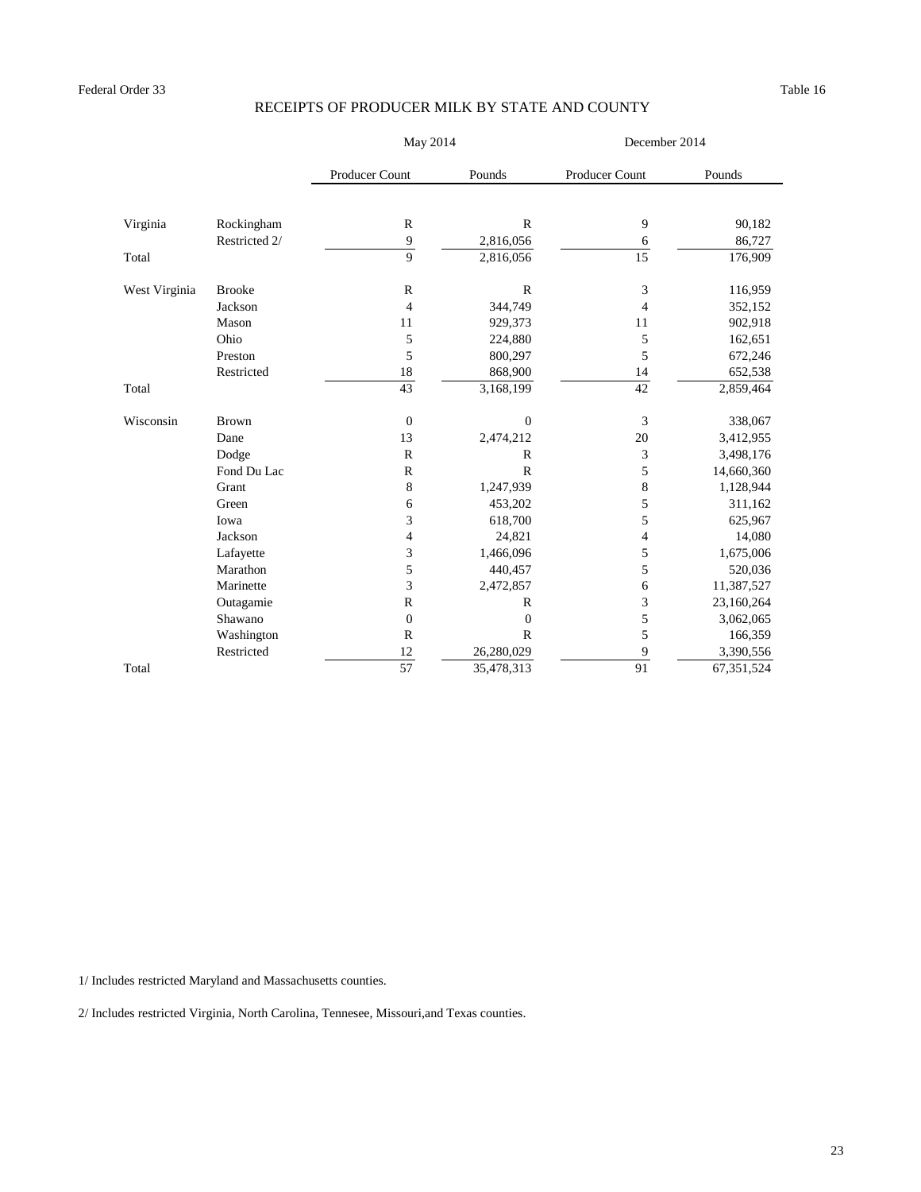Federal Order 33 Table 16

## RECEIPTS OF PRODUCER MILK BY STATE AND COUNTY

| | | May 2014 | | December 2014 | |
|---|---|---|---|---|---|
| | | Producer Count | Pounds | Producer Count | Pounds |
| Virginia | Rockingham | R | R | 9 | 90,182 |
| | Restricted 2/ | 9 | 2,816,056 | 6 | 86,727 |
| Total | | 9 | 2,816,056 | 15 | 176,909 |
| West Virginia | Brooke | R | R | 3 | 116,959 |
| | Jackson | 4 | 344,749 | 4 | 352,152 |
| | Mason | 11 | 929,373 | 11 | 902,918 |
| | Ohio | 5 | 224,880 | 5 | 162,651 |
| | Preston | 5 | 800,297 | 5 | 672,246 |
| | Restricted | 18 | 868,900 | 14 | 652,538 |
| Total | | 43 | 3,168,199 | 42 | 2,859,464 |
| Wisconsin | Brown | 0 | 0 | 3 | 338,067 |
| | Dane | 13 | 2,474,212 | 20 | 3,412,955 |
| | Dodge | R | R | 3 | 3,498,176 |
| | Fond Du Lac | R | R | 5 | 14,660,360 |
| | Grant | 8 | 1,247,939 | 8 | 1,128,944 |
| | Green | 6 | 453,202 | 5 | 311,162 |
| | Iowa | 3 | 618,700 | 5 | 625,967 |
| | Jackson | 4 | 24,821 | 4 | 14,080 |
| | Lafayette | 3 | 1,466,096 | 5 | 1,675,006 |
| | Marathon | 5 | 440,457 | 5 | 520,036 |
| | Marinette | 3 | 2,472,857 | 6 | 11,387,527 |
| | Outagamie | R | R | 3 | 23,160,264 |
| | Shawano | 0 | 0 | 5 | 3,062,065 |
| | Washington | R | R | 5 | 166,359 |
| | Restricted | 12 | 26,280,029 | 9 | 3,390,556 |
| Total | | 57 | 35,478,313 | 91 | 67,351,524 |

1/ Includes restricted Maryland and Massachusetts counties.

2/ Includes restricted Virginia, North Carolina, Tennesee, Missouri,and Texas counties.